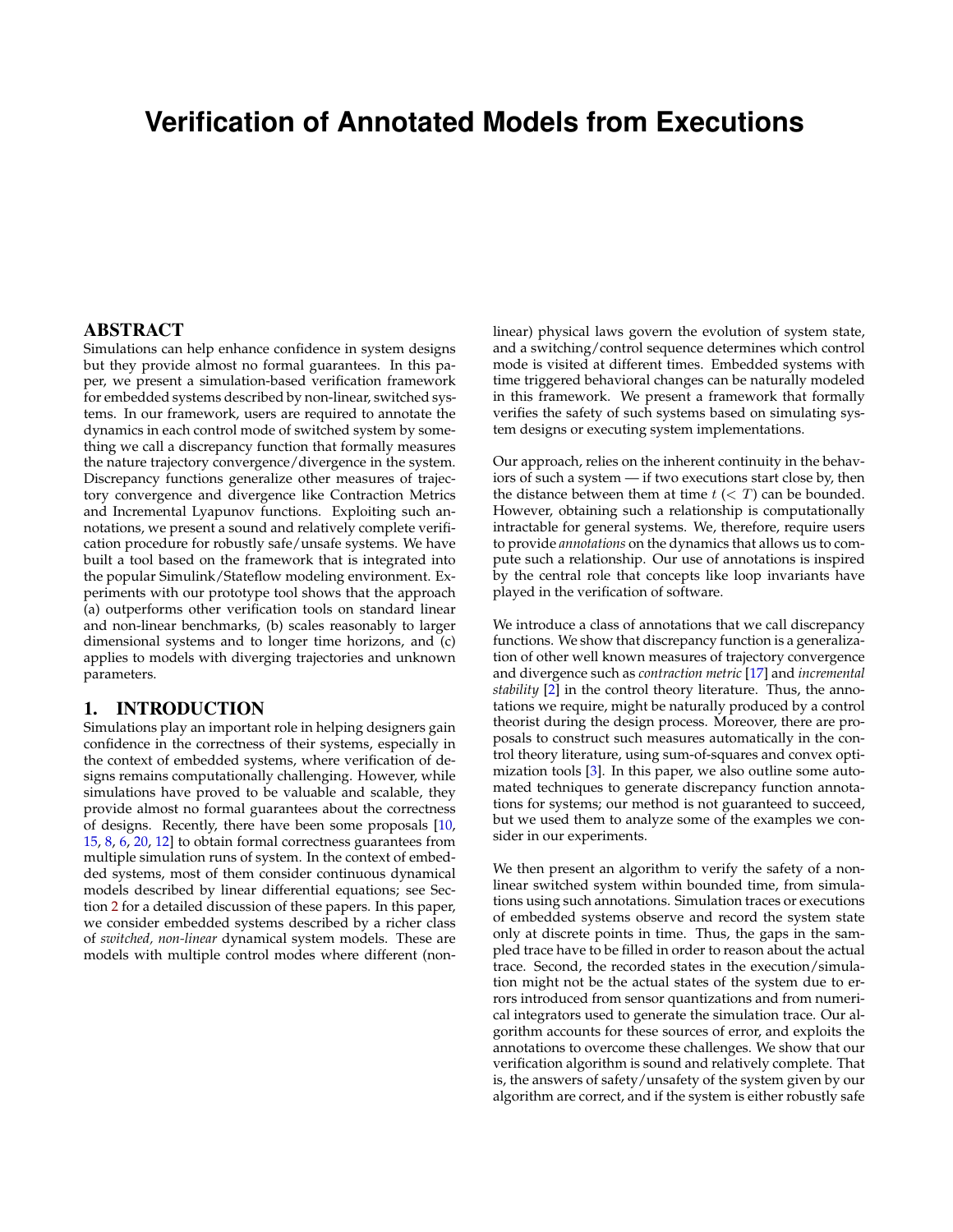# Verification of Annotated Models from Executions

## ABSTRACT

Simulations can help enhance confidence in system designs but they provide almost no formal guarantees. In this paper, we present a simulation-based verification framework for embedded systems described by non-linear, switched systems. In our framework, users are required to annotate the dynamics in each control mode of switched system by something we call a discrepancy function that formally measures the nature trajectory convergence/divergence in the system. Discrepancy functions generalize other measures of trajectory convergence and divergence like Contraction Metrics and Incremental Lyapunov functions. Exploiting such annotations, we present a sound and relatively complete verification procedure for robustly safe/unsafe systems. We have built a tool based on the framework that is integrated into the popular Simulink/Stateflow modeling environment. Experiments with our prototype tool shows that the approach (a) outperforms other verification tools on standard linear and non-linear benchmarks, (b) scales reasonably to larger dimensional systems and to longer time horizons, and (c) applies to models with diverging trajectories and unknown parameters.

## 1. INTRODUCTION

Simulations play an important role in helping designers gain confidence in the correctness of their systems, especially in the context of embedded systems, where verification of designs remains computationally challenging. However, while simulations have proved to be valuable and scalable, they provide almost no formal guarantees about the correctness of designs. Recently, there have been some proposals [10, 15, 8, 6, 20, 12] to obtain formal correctness guarantees from multiple simulation runs of system. In the context of embedded systems, most of them consider continuous dynamical models described by linear differential equations; see Section 2 for a detailed discussion of these papers. In this paper, we consider embedded systems described by a richer class of *switched, non-linear* dynamical system models. These are models with multiple control modes where different (non-linear) physical laws govern the evolution of system state, and a switching/control sequence determines which control mode is visited at different times. Embedded systems with time triggered behavioral changes can be naturally modeled in this framework. We present a framework that formally verifies the safety of such systems based on simulating system designs or executing system implementations.

Our approach, relies on the inherent continuity in the behaviors of such a system — if two executions start close by, then the distance between them at time $t$ ($< T$) can be bounded. However, obtaining such a relationship is computationally intractable for general systems. We, therefore, require users to provide *annotations* on the dynamics that allows us to compute such a relationship. Our use of annotations is inspired by the central role that concepts like loop invariants have played in the verification of software.

We introduce a class of annotations that we call discrepancy functions. We show that discrepancy function is a generalization of other well known measures of trajectory convergence and divergence such as *contraction metric* [17] and *incremental stability* [2] in the control theory literature. Thus, the annotations we require, might be naturally produced by a control theorist during the design process. Moreover, there are proposals to construct such measures automatically in the control theory literature, using sum-of-squares and convex optimization tools [3]. In this paper, we also outline some automated techniques to generate discrepancy function annotations for systems; our method is not guaranteed to succeed, but we used them to analyze some of the examples we consider in our experiments.

We then present an algorithm to verify the safety of a non-linear switched system within bounded time, from simulations using such annotations. Simulation traces or executions of embedded systems observe and record the system state only at discrete points in time. Thus, the gaps in the sampled trace have to be filled in order to reason about the actual trace. Second, the recorded states in the execution/simulation might not be the actual states of the system due to errors introduced from sensor quantizations and from numerical integrators used to generate the simulation trace. Our algorithm accounts for these sources of error, and exploits the annotations to overcome these challenges. We show that our verification algorithm is sound and relatively complete. That is, the answers of safety/unsafety of the system given by our algorithm are correct, and if the system is either robustly safe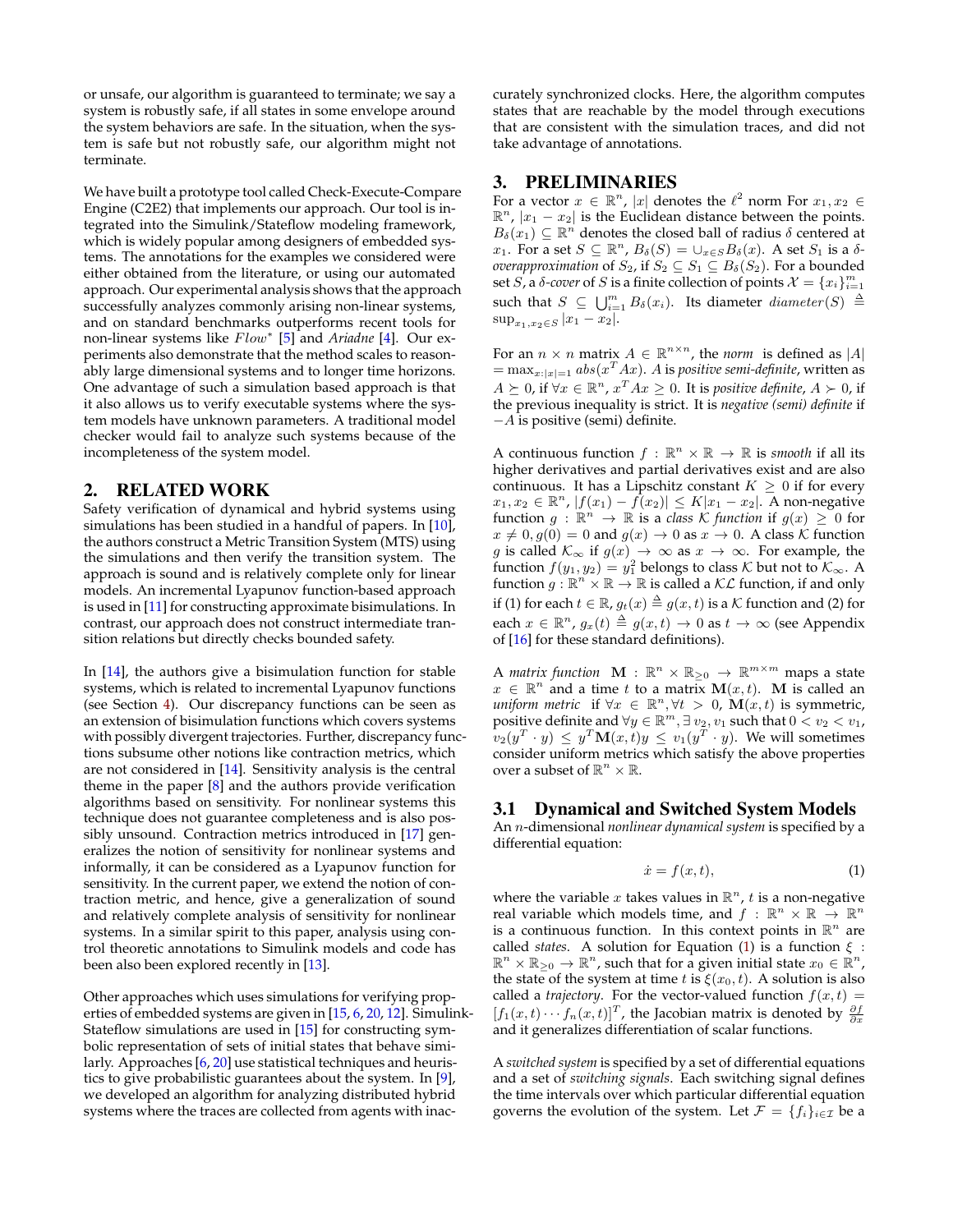or unsafe, our algorithm is guaranteed to terminate; we say a system is robustly safe, if all states in some envelope around the system behaviors are safe. In the situation, when the system is safe but not robustly safe, our algorithm might not terminate.

We have built a prototype tool called Check-Execute-Compare Engine (C2E2) that implements our approach. Our tool is integrated into the Simulink/Stateflow modeling framework, which is widely popular among designers of embedded systems. The annotations for the examples we considered were either obtained from the literature, or using our automated approach. Our experimental analysis shows that the approach successfully analyzes commonly arising non-linear systems, and on standard benchmarks outperforms recent tools for non-linear systems like $Flow^*$ [5] and *Ariadne* [4]. Our experiments also demonstrate that the method scales to reasonably large dimensional systems and to longer time horizons. One advantage of such a simulation based approach is that it also allows us to verify executable systems where the system models have unknown parameters. A traditional model checker would fail to analyze such systems because of the incompleteness of the system model.

## 2. RELATED WORK

Safety verification of dynamical and hybrid systems using simulations has been studied in a handful of papers. In [10], the authors construct a Metric Transition System (MTS) using the simulations and then verify the transition system. The approach is sound and is relatively complete only for linear models. An incremental Lyapunov function-based approach is used in [11] for constructing approximate bisimulations. In contrast, our approach does not construct intermediate transition relations but directly checks bounded safety.

In [14], the authors give a bisimulation function for stable systems, which is related to incremental Lyapunov functions (see Section 4). Our discrepancy functions can be seen as an extension of bisimulation functions which covers systems with possibly divergent trajectories. Further, discrepancy functions subsume other notions like contraction metrics, which are not considered in [14]. Sensitivity analysis is the central theme in the paper [8] and the authors provide verification algorithms based on sensitivity. For nonlinear systems this technique does not guarantee completeness and is also possibly unsound. Contraction metrics introduced in [17] generalizes the notion of sensitivity for nonlinear systems and informally, it can be considered as a Lyapunov function for sensitivity. In the current paper, we extend the notion of contraction metric, and hence, give a generalization of sound and relatively complete analysis of sensitivity for nonlinear systems. In a similar spirit to this paper, analysis using control theoretic annotations to Simulink models and code has been also been explored recently in [13].

Other approaches which uses simulations for verifying properties of embedded systems are given in [15, 6, 20, 12]. Simulink-Stateflow simulations are used in [15] for constructing symbolic representation of sets of initial states that behave similarly. Approaches [6, 20] use statistical techniques and heuristics to give probabilistic guarantees about the system. In [9], we developed an algorithm for analyzing distributed hybrid systems where the traces are collected from agents with inaccurately synchronized clocks. Here, the algorithm computes states that are reachable by the model through executions that are consistent with the simulation traces, and did not take advantage of annotations.

## 3. PRELIMINARIES

For a vector $x \in \mathbb{R}^n$, $|x|$ denotes the $\ell^2$ norm For $x_1, x_2 \in \mathbb{R}^n$, $|x_1 - x_2|$ is the Euclidean distance between the points. $B_\delta(x_1) \subseteq \mathbb{R}^n$ denotes the closed ball of radius $\delta$ centered at $x_1$. For a set $S \subseteq \mathbb{R}^n$, $B_\delta(S) = \cup_{x \in S} B_\delta(x)$. A set $S_1$ is a $\delta$-*overapproximation* of $S_2$, if $S_2 \subseteq S_1 \subseteq B_\delta(S_2)$. For a bounded set $S$, a $\delta$-*cover* of $S$ is a finite collection of points $\mathcal{X} = \{x_i\}_{i=1}^m$ such that $S \subseteq \bigcup_{i=1}^m B_\delta(x_i)$. Its diameter $diameter(S) \triangleq \sup_{x_1, x_2 \in S} |x_1 - x_2|$.

For an $n \times n$ matrix $A \in \mathbb{R}^{n \times n}$, the *norm* is defined as $|A| = \max_{x:|x|=1} abs(x^T A x)$. $A$ is *positive semi-definite*, written as $A \succeq 0$, if $\forall x \in \mathbb{R}^n$, $x^T A x \geq 0$. It is *positive definite*, $A \succ 0$, if the previous inequality is strict. It is *negative (semi) definite* if $-A$ is positive (semi) definite.

A continuous function $f : \mathbb{R}^n \times \mathbb{R} \to \mathbb{R}$ is *smooth* if all its higher derivatives and partial derivatives exist and are also continuous. It has a Lipschitz constant $K \geq 0$ if for every $x_1, x_2 \in \mathbb{R}^n$, $|f(x_1) - f(x_2)| \leq K|x_1 - x_2|$. A non-negative function $g : \mathbb{R}^n \to \mathbb{R}$ is a *class $\mathcal{K}$ function* if $g(x) \geq 0$ for $x \neq 0$, $g(0) = 0$ and $g(x) \to 0$ as $x \to 0$. A class $\mathcal{K}$ function $g$ is called $\mathcal{K}_\infty$ if $g(x) \to \infty$ as $x \to \infty$. For example, the function $f(y_1, y_2) = y_1^2$ belongs to class $\mathcal{K}$ but not to $\mathcal{K}_\infty$. A function $g : \mathbb{R}^n \times \mathbb{R} \to \mathbb{R}$ is called a $\mathcal{KL}$ function, if and only if (1) for each $t \in \mathbb{R}$, $g_t(x) \triangleq g(x, t)$ is a $\mathcal{K}$ function and (2) for each $x \in \mathbb{R}^n$, $g_x(t) \triangleq g(x, t) \to 0$ as $t \to \infty$ (see Appendix of [16] for these standard definitions).

A *matrix function* $\mathbf{M} : \mathbb{R}^n \times \mathbb{R}_{\geq 0} \to \mathbb{R}^{m \times m}$ maps a state $x \in \mathbb{R}^n$ and a time $t$ to a matrix $\mathbf{M}(x, t)$. $\mathbf{M}$ is called an *uniform metric* if $\forall x \in \mathbb{R}^n, \forall t > 0$, $\mathbf{M}(x, t)$ is symmetric, positive definite and $\forall y \in \mathbb{R}^m, \exists v_2, v_1$ such that $0 < v_2 < v_1$, $v_2(y^T \cdot y) \leq y^T \mathbf{M}(x, t) y \leq v_1(y^T \cdot y)$. We will sometimes consider uniform metrics which satisfy the above properties over a subset of $\mathbb{R}^n \times \mathbb{R}$.

### 3.1 Dynamical and Switched System Models

An $n$-dimensional *nonlinear dynamical system* is specified by a differential equation:

$$\dot{x} = f(x, t), \tag{1}$$

where the variable $x$ takes values in $\mathbb{R}^n$, $t$ is a non-negative real variable which models time, and $f : \mathbb{R}^n \times \mathbb{R} \to \mathbb{R}^n$ is a continuous function. In this context points in $\mathbb{R}^n$ are called *states*. A solution for Equation (1) is a function $\xi : \mathbb{R}^n \times \mathbb{R}_{\geq 0} \to \mathbb{R}^n$, such that for a given initial state $x_0 \in \mathbb{R}^n$, the state of the system at time $t$ is $\xi(x_0, t)$. A solution is also called a *trajectory*. For the vector-valued function $f(x, t) = [f_1(x, t) \cdots f_n(x, t)]^T$, the Jacobian matrix is denoted by $\frac{\partial f}{\partial x}$ and it generalizes differentiation of scalar functions.

A *switched system* is specified by a set of differential equations and a set of *switching signals*. Each switching signal defines the time intervals over which particular differential equation governs the evolution of the system. Let $\mathcal{F} = \{f_i\}_{i \in \mathcal{I}}$ be a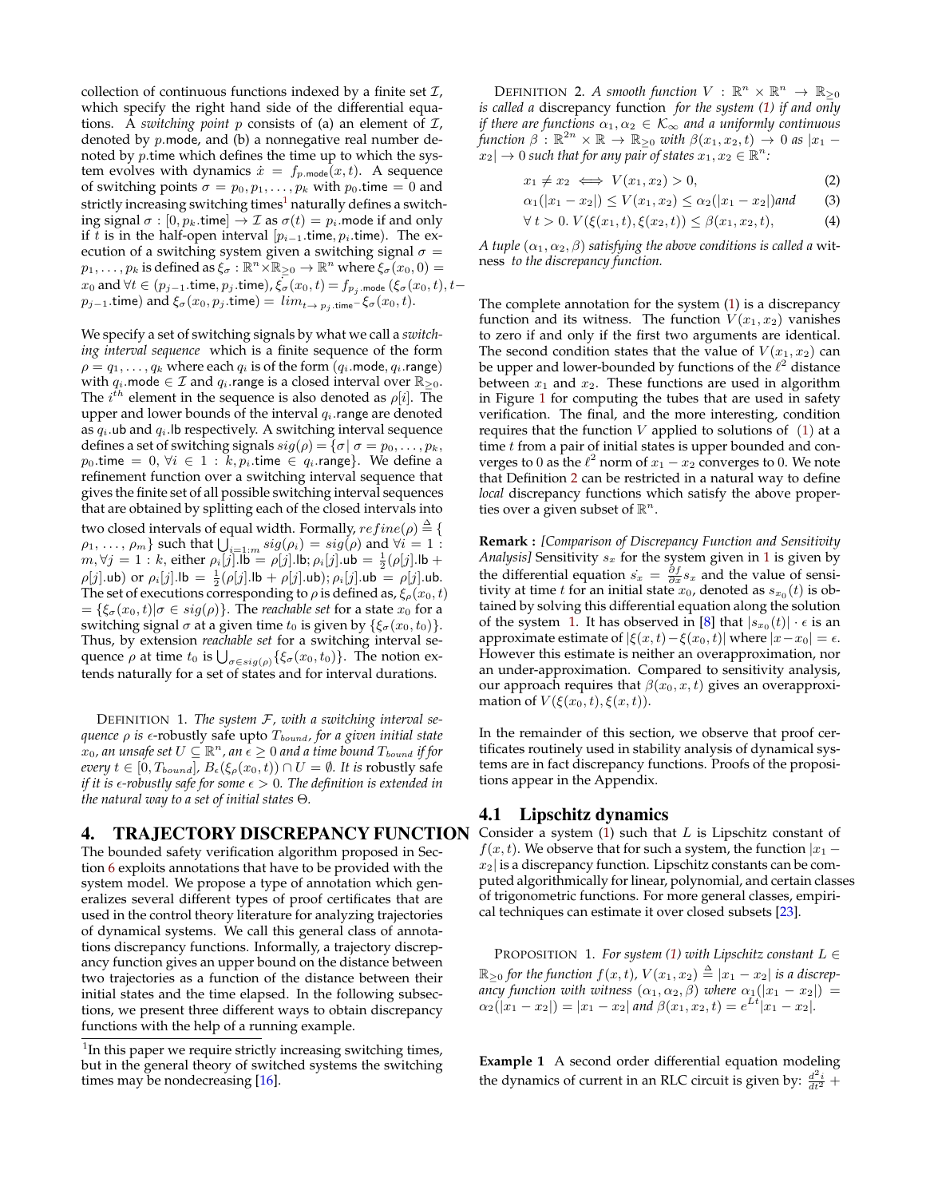collection of continuous functions indexed by a finite set $\mathcal{I}$, which specify the right hand side of the differential equations. A *switching point* $p$ consists of (a) an element of $\mathcal{I}$, denoted by $p$.mode, and (b) a nonnegative real number denoted by $p$.time which defines the time up to which the system evolves with dynamics $\dot{x} = f_{p.\mathsf{mode}}(x,t)$. A sequence of switching points $\sigma = p_0, p_1, \ldots, p_k$ with $p_0$.time $= 0$ and strictly increasing switching times[1] naturally defines a switching signal $\sigma : [0, p_k.\mathsf{time}] \to \mathcal{I}$ as $\sigma(t) = p_i$.mode if and only if $t$ is in the half-open interval $[p_{i-1}.\mathsf{time}, p_i.\mathsf{time})$. The execution of a switching system given a switching signal $\sigma = p_1, \ldots, p_k$ is defined as $\xi_\sigma : \mathbb{R}^n \times \mathbb{R}_{\geq 0} \to \mathbb{R}^n$ where $\xi_\sigma(x_0, 0) = x_0$ and $\forall t \in (p_{j-1}.\mathsf{time}, p_j.\mathsf{time})$, $\dot{\xi_\sigma}(x_0,t) = f_{p_j.\mathsf{mode}}(\xi_\sigma(x_0,t), t - p_{j-1}.\mathsf{time})$ and $\xi_\sigma(x_0, p_j.\mathsf{time}) = lim_{t \to p_j.\mathsf{time}^-} \xi_\sigma(x_0,t)$.

We specify a set of switching signals by what we call a *switching interval sequence* which is a finite sequence of the form $\rho = q_1, \ldots, q_k$ where each $q_i$ is of the form $(q_i.\mathsf{mode}, q_i.\mathsf{range})$ with $q_i.\mathsf{mode} \in \mathcal{I}$ and $q_i$.range is a closed interval over $\mathbb{R}_{\geq 0}$. The $i^{th}$ element in the sequence is also denoted as $\rho[i]$. The upper and lower bounds of the interval $q_i$.range are denoted as $q_i$.ub and $q_i$.lb respectively. A switching interval sequence defines a set of switching signals $sig(\rho) = \{\sigma \mid \sigma = p_0, \ldots, p_k$, $p_0.\mathsf{time} = 0$, $\forall i \in 1:k, p_i.\mathsf{time} \in q_i.\mathsf{range}\}$. We define a refinement function over a switching interval sequence that gives the finite set of all possible switching interval sequences that are obtained by splitting each of the closed intervals into two closed intervals of equal width. Formally, $refine(\rho) \triangleq \{ \rho_1, \ldots, \rho_m\}$ such that $\bigcup_{i=1:m} sig(\rho_i) = sig(\rho)$ and $\forall i = 1 : m, \forall j = 1 : k$, either $\rho_i[j].\mathsf{lb} = \rho[j].\mathsf{lb}; \rho_i[j].\mathsf{ub} = \frac{1}{2}(\rho[j].\mathsf{lb} + \rho[j].\mathsf{ub})$ or $\rho_i[j].\mathsf{lb} = \frac{1}{2}(\rho[j].\mathsf{lb} + \rho[j].\mathsf{ub}); \rho_i[j].\mathsf{ub} = \rho[j].\mathsf{ub}$. The set of executions corresponding to $\rho$ is defined as, $\xi_\rho(x_0,t) = \{\xi_\sigma(x_0,t) \mid \sigma \in sig(\rho)\}$. The *reachable set* for a state $x_0$ for a switching signal $\sigma$ at a given time $t_0$ is given by $\{\xi_\sigma(x_0, t_0)\}$. Thus, by extension *reachable set* for a switching interval sequence $\rho$ at time $t_0$ is $\bigcup_{\sigma \in sig(\rho)} \{\xi_\sigma(x_0,t_0)\}$. The notion extends naturally for a set of states and for interval durations.

DEFINITION 1. *The system $\mathcal{F}$, with a switching interval sequence $\rho$ is $\epsilon$-robustly safe upto $T_{bound}$, for a given initial state $x_0$, an unsafe set $U \subseteq \mathbb{R}^n$, an $\epsilon \geq 0$ and a time bound $T_{bound}$ if for every $t \in [0, T_{bound}]$, $B_\epsilon(\xi_\rho(x_0,t)) \cap U = \emptyset$. It is* robustly safe *if it is $\epsilon$-robustly safe for some $\epsilon > 0$. The definition is extended in the natural way to a set of initial states $\Theta$.*

## 4. TRAJECTORY DISCREPANCY FUNCTION

The bounded safety verification algorithm proposed in Section 6 exploits annotations that have to be provided with the system model. We propose a type of annotation which generalizes several different types of proof certificates that are used in the control theory literature for analyzing trajectories of dynamical systems. We call this general class of annotations discrepancy functions. Informally, a trajectory discrepancy function gives an upper bound on the distance between two trajectories as a function of the distance between their initial states and the time elapsed. In the following subsections, we present three different ways to obtain discrepancy functions with the help of a running example.

[1] In this paper we require strictly increasing switching times, but in the general theory of switched systems the switching times may be nondecreasing [16].

DEFINITION 2. *A smooth function $V : \mathbb{R}^n \times \mathbb{R}^n \to \mathbb{R}_{\geq 0}$ is called a* discrepancy function *for the system (1) if and only if there are functions $\alpha_1, \alpha_2 \in \mathcal{K}_\infty$ and a uniformly continuous function $\beta : \mathbb{R}^{2n} \times \mathbb{R} \to \mathbb{R}_{\geq 0}$ with $\beta(x_1, x_2, t) \to 0$ as $|x_1 - x_2| \to 0$ such that for any pair of states $x_1, x_2 \in \mathbb{R}^n$:*

$$x_1 \neq x_2 \iff V(x_1, x_2) > 0, \tag{2}$$

$$\alpha_1(|x_1 - x_2|) \leq V(x_1, x_2) \leq \alpha_2(|x_1 - x_2|) and \tag{3}$$

$$\forall\, t > 0.\ V(\xi(x_1,t), \xi(x_2,t)) \leq \beta(x_1, x_2, t), \tag{4}$$

*A tuple $(\alpha_1, \alpha_2, \beta)$ satisfying the above conditions is called a* witness *to the discrepancy function.*

The complete annotation for the system (1) is a discrepancy function and its witness. The function $V(x_1, x_2)$ vanishes to zero if and only if the first two arguments are identical. The second condition states that the value of $V(x_1, x_2)$ can be upper and lower-bounded by functions of the $\ell^2$ distance between $x_1$ and $x_2$. These functions are used in algorithm in Figure 1 for computing the tubes that are used in safety verification. The final, and the more interesting, condition requires that the function $V$ applied to solutions of (1) at a time $t$ from a pair of initial states is upper bounded and converges to 0 as the $\ell^2$ norm of $x_1 - x_2$ converges to 0. We note that Definition 2 can be restricted in a natural way to define *local* discrepancy functions which satisfy the above properties over a given subset of $\mathbb{R}^n$.

**Remark :** *[Comparison of Discrepancy Function and Sensitivity Analysis]* Sensitivity $s_x$ for the system given in 1 is given by the differential equation $\dot{s_x} = \frac{\partial f}{\partial x} s_x$ and the value of sensitivity at time $t$ for an initial state $x_0$, denoted as $s_{x_0}(t)$ is obtained by solving this differential equation along the solution of the system 1. It has observed in [8] that $|s_{x_0}(t)| \cdot \epsilon$ is an approximate estimate of $|\xi(x,t) - \xi(x_0,t)|$ where $|x - x_0| = \epsilon$. However this estimate is neither an overapproximation, nor an under-approximation. Compared to sensitivity analysis, our approach requires that $\beta(x_0, x, t)$ gives an overapproximation of $V(\xi(x_0,t), \xi(x,t))$.

In the remainder of this section, we observe that proof certificates routinely used in stability analysis of dynamical systems are in fact discrepancy functions. Proofs of the propositions appear in the Appendix.

### 4.1 Lipschitz dynamics

Consider a system (1) such that $L$ is Lipschitz constant of $f(x,t)$. We observe that for such a system, the function $|x_1 - x_2|$ is a discrepancy function. Lipschitz constants can be computed algorithmically for linear, polynomial, and certain classes of trigonometric functions. For more general classes, empirical techniques can estimate it over closed subsets [23].

PROPOSITION 1. *For system (1) with Lipschitz constant $L \in \mathbb{R}_{\geq 0}$ for the function $f(x,t)$, $V(x_1, x_2) \triangleq |x_1 - x_2|$ is a discrepancy function with witness $(\alpha_1, \alpha_2, \beta)$ where $\alpha_1(|x_1 - x_2|) = \alpha_2(|x_1 - x_2|) = |x_1 - x_2|$ and $\beta(x_1, x_2, t) = e^{Lt}|x_1 - x_2|$.*

**Example 1** A second order differential equation modeling the dynamics of current in an RLC circuit is given by: $\frac{d^2 i}{dt^2} +$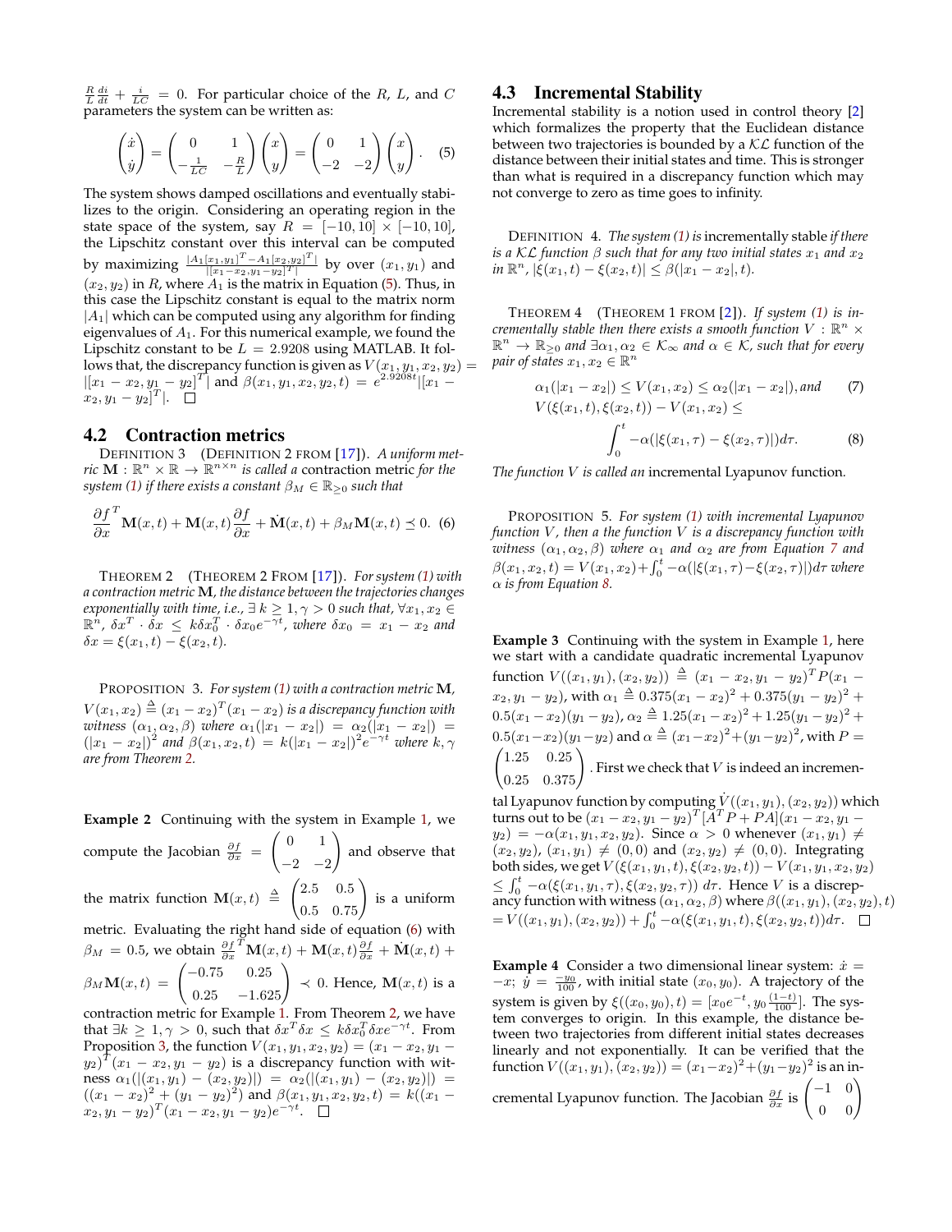$\frac{R}{L}\frac{di}{dt} + \frac{i}{LC} = 0$. For particular choice of the $R$, $L$, and $C$ parameters the system can be written as:

$$\begin{pmatrix} \dot{x} \\ \dot{y} \end{pmatrix} = \begin{pmatrix} 0 & 1 \\ -\frac{1}{LC} & -\frac{R}{L} \end{pmatrix} \begin{pmatrix} x \\ y \end{pmatrix} = \begin{pmatrix} 0 & 1 \\ -2 & -2 \end{pmatrix} \begin{pmatrix} x \\ y \end{pmatrix}. \quad (5)$$

The system shows damped oscillations and eventually stabilizes to the origin. Considering an operating region in the state space of the system, say $R = [-10, 10] \times [-10, 10]$, the Lipschitz constant over this interval can be computed by maximizing $\frac{|A_1[x_1,y_1]^T - A_1[x_2,y_2]^T|}{|[x_1-x_2,y_1-y_2]^T|}$ by over $(x_1, y_1)$ and $(x_2, y_2)$ in $R$, where $A_1$ is the matrix in Equation (5). Thus, in this case the Lipschitz constant is equal to the matrix norm $|A_1|$ which can be computed using any algorithm for finding eigenvalues of $A_1$. For this numerical example, we found the Lipschitz constant to be $L = 2.9208$ using MATLAB. It follows that, the discrepancy function is given as $V(x_1, y_1, x_2, y_2) = |[x_1 - x_2, y_1 - y_2]^T|$ and $\beta(x_1, y_1, x_2, y_2, t) = e^{2.9208t}|[x_1 - x_2, y_1 - y_2]^T|$. □

## 4.2 Contraction metrics

Definition 3 (Definition 2 from [17]). *A uniform metric $\mathbf{M} : \mathbb{R}^n \times \mathbb{R} \rightarrow \mathbb{R}^{n \times n}$ is called a* contraction metric *for the system (1) if there exists a constant $\beta_M \in \mathbb{R}_{\geq 0}$ such that*

$$\frac{\partial f}{\partial x}^T \mathbf{M}(x,t) + \mathbf{M}(x,t)\frac{\partial f}{\partial x} + \dot{\mathbf{M}}(x,t) + \beta_M \mathbf{M}(x,t) \preceq 0. \quad (6)$$

Theorem 2 (Theorem 2 From [17]). *For system (1) with a contraction metric $\mathbf{M}$, the distance between the trajectories changes exponentially with time, i.e., $\exists\, k \geq 1, \gamma > 0$ such that, $\forall x_1, x_2 \in \mathbb{R}^n$, $\delta x^T \cdot \delta x \leq k \delta x_0^T \cdot \delta x_0 e^{-\gamma t}$, where $\delta x_0 = x_1 - x_2$ and $\delta x = \xi(x_1, t) - \xi(x_2, t)$.*

Proposition 3. *For system (1) with a contraction metric $\mathbf{M}$, $V(x_1, x_2) \triangleq (x_1 - x_2)^T(x_1 - x_2)$ is a discrepancy function with witness $(\alpha_1, \alpha_2, \beta)$ where $\alpha_1(|x_1 - x_2|) = \alpha_2(|x_1 - x_2|) = (|x_1 - x_2|)^2$ and $\beta(x_1, x_2, t) = k(|x_1 - x_2|)^2 e^{-\gamma t}$ where $k, \gamma$ are from Theorem 2.*

**Example 2** Continuing with the system in Example 1, we compute the Jacobian $\frac{\partial f}{\partial x} = \begin{pmatrix} 0 & 1 \\ -2 & -2 \end{pmatrix}$ and observe that the matrix function $\mathbf{M}(x,t) \triangleq \begin{pmatrix} 2.5 & 0.5 \\ 0.5 & 0.75 \end{pmatrix}$ is a uniform metric. Evaluating the right hand side of equation (6) with $\beta_M = 0.5$, we obtain $\frac{\partial f}{\partial x}^T \mathbf{M}(x,t) + \mathbf{M}(x,t)\frac{\partial f}{\partial x} + \dot{\mathbf{M}}(x,t) + \beta_M \mathbf{M}(x,t) = \begin{pmatrix} -0.75 & 0.25 \\ 0.25 & -1.625 \end{pmatrix} \prec 0$. Hence, $\mathbf{M}(x,t)$ is a contraction metric for Example 1. From Theorem 2, we have that $\exists k \geq 1, \gamma > 0$, such that $\delta x^T \delta x \leq k \delta x_0^T \delta x e^{-\gamma t}$. From Proposition 3, the function $V(x_1, y_1, x_2, y_2) = (x_1 - x_2, y_1 - y_2)^T(x_1 - x_2, y_1 - y_2)$ is a discrepancy function with witness $\alpha_1(|(x_1, y_1) - (x_2, y_2)|) = \alpha_2(|(x_1, y_1) - (x_2, y_2)|) = ((x_1 - x_2)^2 + (y_1 - y_2)^2)$ and $\beta(x_1, y_1, x_2, y_2, t) = k((x_1 - x_2, y_1 - y_2)^T(x_1 - x_2, y_1 - y_2)e^{-\gamma t}$. □

## 4.3 Incremental Stability

Incremental stability is a notion used in control theory [2] which formalizes the property that the Euclidean distance between two trajectories is bounded by a $\mathcal{KL}$ function of the distance between their initial states and time. This is stronger than what is required in a discrepancy function which may not converge to zero as time goes to infinity.

Definition 4. *The system (1) is* incrementally stable *if there is a $\mathcal{KL}$ function $\beta$ such that for any two initial states $x_1$ and $x_2$ in $\mathbb{R}^n$, $|\xi(x_1, t) - \xi(x_2, t)| \leq \beta(|x_1 - x_2|, t)$.*

Theorem 4 (Theorem 1 from [2]). *If system (1) is incrementally stable then there exists a smooth function $V : \mathbb{R}^n \times \mathbb{R}^n \rightarrow \mathbb{R}_{\geq 0}$ and $\exists \alpha_1, \alpha_2 \in \mathcal{K}_\infty$ and $\alpha \in \mathcal{K}$, such that for every pair of states $x_1, x_2 \in \mathbb{R}^n$*

$$\alpha_1(|x_1 - x_2|) \leq V(x_1, x_2) \leq \alpha_2(|x_1 - x_2|), \text{and} \quad (7)$$

$$V(\xi(x_1, t), \xi(x_2, t)) - V(x_1, x_2) \leq \int_0^t -\alpha(|\xi(x_1, \tau) - \xi(x_2, \tau)|)d\tau. \quad (8)$$

*The function $V$ is called an* incremental Lyapunov function.

Proposition 5. *For system (1) with incremental Lyapunov function $V$, then a the function $V$ is a discrepancy function with witness $(\alpha_1, \alpha_2, \beta)$ where $\alpha_1$ and $\alpha_2$ are from Equation 7 and $\beta(x_1, x_2, t) = V(x_1, x_2) + \int_0^t -\alpha(|\xi(x_1, \tau) - \xi(x_2, \tau)|)d\tau$ where $\alpha$ is from Equation 8.*

**Example 3** Continuing with the system in Example 1, here we start with a candidate quadratic incremental Lyapunov function $V((x_1, y_1), (x_2, y_2)) \triangleq (x_1 - x_2, y_1 - y_2)^T P (x_1 - x_2, y_1 - y_2)$, with $\alpha_1 \triangleq 0.375(x_1 - x_2)^2 + 0.375(y_1 - y_2)^2 + 0.5(x_1 - x_2)(y_1 - y_2)$, $\alpha_2 \triangleq 1.25(x_1 - x_2)^2 + 1.25(y_1 - y_2)^2 + 0.5(x_1 - x_2)(y_1 - y_2)$ and $\alpha \triangleq (x_1 - x_2)^2 + (y_1 - y_2)^2$, with $P = \begin{pmatrix} 1.25 & 0.25 \\ 0.25 & 0.375 \end{pmatrix}$. First we check that $V$ is indeed an incremental Lyapunov function by computing $\dot{V}((x_1, y_1), (x_2, y_2))$ which turns out to be $(x_1 - x_2, y_1 - y_2)^T[A^T P + PA](x_1 - x_2, y_1 - y_2) = -\alpha(x_1, y_1, x_2, y_2)$. Since $\alpha > 0$ whenever $(x_1, y_1) \neq (x_2, y_2)$, $(x_1, y_1) \neq (0, 0)$ and $(x_2, y_2) \neq (0, 0)$. Integrating both sides, we get $V(\xi(x_1, y_1, t), \xi(x_2, y_2, t)) - V(x_1, y_1, x_2, y_2) \leq \int_0^t -\alpha(\xi(x_1, y_1, \tau), \xi(x_2, y_2, \tau))\, d\tau$. Hence $V$ is a discrepancy function with witness $(\alpha_1, \alpha_2, \beta)$ where $\beta((x_1, y_1), (x_2, y_2), t) = V((x_1, y_1), (x_2, y_2)) + \int_0^t -\alpha(\xi(x_1, y_1, t), \xi(x_2, y_2, t))d\tau$. □

**Example 4** Consider a two dimensional linear system: $\dot{x} = -x$; $\dot{y} = \frac{-y_0}{100}$, with initial state $(x_0, y_0)$. A trajectory of the system is given by $\xi((x_0, y_0), t) = [x_0 e^{-t}, y_0 \frac{(1-t)}{100}]$. The system converges to origin. In this example, the distance between two trajectories from different initial states decreases linearly and not exponentially. It can be verified that the function $V((x_1, y_1), (x_2, y_2)) = (x_1 - x_2)^2 + (y_1 - y_2)^2$ is an incremental Lyapunov function. The Jacobian $\frac{\partial f}{\partial x}$ is $\begin{pmatrix} -1 & 0 \\ 0 & 0 \end{pmatrix}$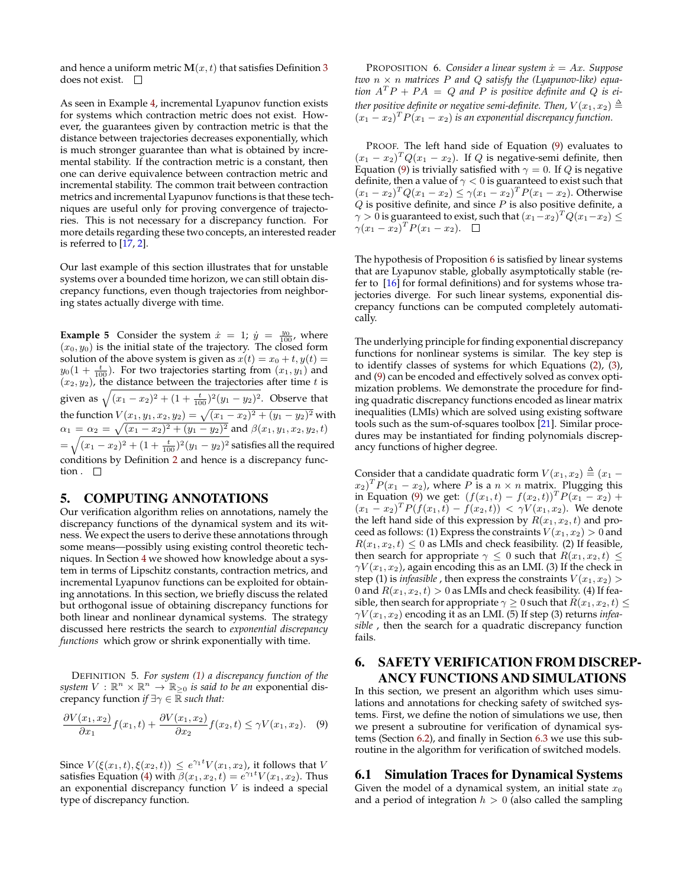and hence a uniform metric $\mathbf{M}(x,t)$ that satisfies Definition 3 does not exist. □

As seen in Example 4, incremental Lyapunov function exists for systems which contraction metric does not exist. However, the guarantees given by contraction metric is that the distance between trajectories decreases exponentially, which is much stronger guarantee than what is obtained by incremental stability. If the contraction metric is a constant, then one can derive equivalence between contraction metric and incremental stability. The common trait between contraction metrics and incremental Lyapunov functions is that these techniques are useful only for proving convergence of trajectories. This is not necessary for a discrepancy function. For more details regarding these two concepts, an interested reader is referred to [17, 2].

Our last example of this section illustrates that for unstable systems over a bounded time horizon, we can still obtain discrepancy functions, even though trajectories from neighboring states actually diverge with time.

**Example 5** Consider the system $\dot{x} = 1$; $\dot{y} = \frac{y_0}{100}$, where $(x_0, y_0)$ is the initial state of the trajectory. The closed form solution of the above system is given as $x(t) = x_0 + t, y(t) = y_0(1 + \frac{t}{100})$. For two trajectories starting from $(x_1, y_1)$ and $(x_2, y_2)$, the distance between the trajectories after time $t$ is given as $\sqrt{(x_1-x_2)^2 + (1+\frac{t}{100})^2(y_1-y_2)^2}$. Observe that the function $V(x_1, y_1, x_2, y_2) = \sqrt{(x_1-x_2)^2 + (y_1-y_2)^2}$ with $\alpha_1 = \alpha_2 = \sqrt{(x_1-x_2)^2 + (y_1-y_2)^2}$ and $\beta(x_1, y_1, x_2, y_2, t) = \sqrt{(x_1-x_2)^2 + (1+\frac{t}{100})^2(y_1-y_2)^2}$ satisfies all the required conditions by Definition 2 and hence is a discrepancy function. □

## 5. COMPUTING ANNOTATIONS

Our verification algorithm relies on annotations, namely the discrepancy functions of the dynamical system and its witness. We expect the users to derive these annotations through some means—possibly using existing control theoretic techniques. In Section 4 we showed how knowledge about a system in terms of Lipschitz constants, contraction metrics, and incremental Lyapunov functions can be exploited for obtaining annotations. In this section, we briefly discuss the related but orthogonal issue of obtaining discrepancy functions for both linear and nonlinear dynamical systems. The strategy discussed here restricts the search to *exponential discrepancy functions* which grow or shrink exponentially with time.

DEFINITION 5. *For system (1) a discrepancy function of the system $V : \mathbb{R}^n \times \mathbb{R}^n \to \mathbb{R}_{\geq 0}$ is said to be an* exponential discrepancy function *if $\exists \gamma \in \mathbb{R}$ such that:*

$$\frac{\partial V(x_1,x_2)}{\partial x_1} f(x_1,t) + \frac{\partial V(x_1,x_2)}{\partial x_2} f(x_2,t) \leq \gamma V(x_1,x_2). \quad (9)$$

Since $V(\xi(x_1,t), \xi(x_2,t)) \leq e^{\gamma_1 t} V(x_1,x_2)$, it follows that $V$ satisfies Equation (4) with $\beta(x_1,x_2,t) = e^{\gamma_1 t} V(x_1,x_2)$. Thus an exponential discrepancy function $V$ is indeed a special type of discrepancy function.

PROPOSITION 6. *Consider a linear system $\dot{x} = Ax$. Suppose two $n \times n$ matrices $P$ and $Q$ satisfy the (Lyapunov-like) equation $A^T P + PA = Q$ and $P$ is positive definite and $Q$ is either positive definite or negative semi-definite. Then, $V(x_1,x_2) \triangleq (x_1-x_2)^T P (x_1-x_2)$ is an exponential discrepancy function.*

PROOF. The left hand side of Equation (9) evaluates to $(x_1-x_2)^T Q (x_1-x_2)$. If $Q$ is negative-semi definite, then Equation (9) is trivially satisfied with $\gamma = 0$. If $Q$ is negative definite, then a value of $\gamma < 0$ is guaranteed to exist such that $(x_1-x_2)^T Q (x_1-x_2) \leq \gamma (x_1-x_2)^T P (x_1-x_2)$. Otherwise $Q$ is positive definite, and since $P$ is also positive definite, a $\gamma > 0$ is guaranteed to exist, such that $(x_1-x_2)^T Q (x_1-x_2) \leq \gamma (x_1-x_2)^T P (x_1-x_2)$. □

The hypothesis of Proposition 6 is satisfied by linear systems that are Lyapunov stable, globally asymptotically stable (refer to [16] for formal definitions) and for systems whose trajectories diverge. For such linear systems, exponential discrepancy functions can be computed completely automatically.

The underlying principle for finding exponential discrepancy functions for nonlinear systems is similar. The key step is to identify classes of systems for which Equations (2), (3), and (9) can be encoded and effectively solved as convex optimization problems. We demonstrate the procedure for finding quadratic discrepancy functions encoded as linear matrix inequalities (LMIs) which are solved using existing software tools such as the sum-of-squares toolbox [21]. Similar procedures may be instantiated for finding polynomials discrepancy functions of higher degree.

Consider that a candidate quadratic form $V(x_1,x_2) \triangleq (x_1 - x_2)^T P (x_1-x_2)$, where $P$ is a $n \times n$ matrix. Plugging this in Equation (9) we get: $(f(x_1,t) - f(x_2,t))^T P (x_1-x_2) + (x_1-x_2)^T P (f(x_1,t) - f(x_2,t)) < \gamma V(x_1,x_2)$. We denote the left hand side of this expression by $R(x_1,x_2,t)$ and proceed as follows: (1) Express the constraints $V(x_1,x_2) > 0$ and $R(x_1,x_2,t) \leq 0$ as LMIs and check feasibility. (2) If feasible, then search for appropriate $\gamma \leq 0$ such that $R(x_1,x_2,t) \leq \gamma V(x_1,x_2)$, again encoding this as an LMI. (3) If the check in step (1) is *infeasible* , then express the constraints $V(x_1,x_2) > 0$ and $R(x_1,x_2,t) > 0$ as LMIs and check feasibility. (4) If feasible, then search for appropriate $\gamma \geq 0$ such that $R(x_1,x_2,t) \leq \gamma V(x_1,x_2)$ encoding it as an LMI. (5) If step (3) returns *infeasible* , then the search for a quadratic discrepancy function fails.

## 6. SAFETY VERIFICATION FROM DISCREPANCY FUNCTIONS AND SIMULATIONS

In this section, we present an algorithm which uses simulations and annotations for checking safety of switched systems. First, we define the notion of simulations we use, then we present a subroutine for verification of dynamical systems (Section 6.2), and finally in Section 6.3 we use this subroutine in the algorithm for verification of switched models.

### 6.1 Simulation Traces for Dynamical Systems

Given the model of a dynamical system, an initial state $x_0$ and a period of integration $h > 0$ (also called the sampling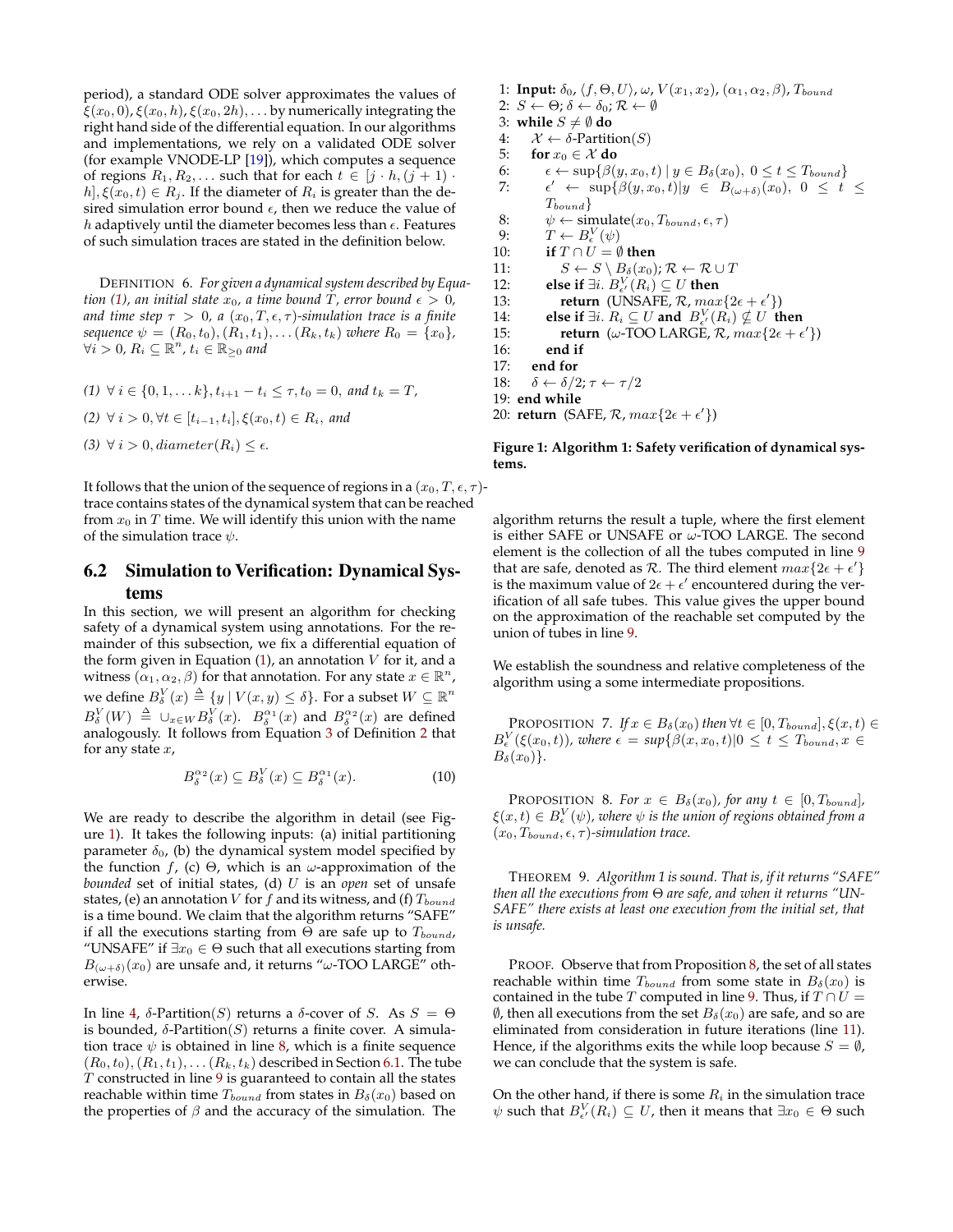period), a standard ODE solver approximates the values of $\xi(x_0, 0), \xi(x_0, h), \xi(x_0, 2h), \ldots$ by numerically integrating the right hand side of the differential equation. In our algorithms and implementations, we rely on a validated ODE solver (for example VNODE-LP [19]), which computes a sequence of regions $R_1, R_2, \ldots$ such that for each $t \in [j \cdot h, (j+1) \cdot h], \xi(x_0, t) \in R_j$. If the diameter of $R_i$ is greater than the desired simulation error bound $\epsilon$, then we reduce the value of $h$ adaptively until the diameter becomes less than $\epsilon$. Features of such simulation traces are stated in the definition below.

DEFINITION 6. *For given a dynamical system described by Equation (1), an initial state $x_0$, a time bound $T$, error bound $\epsilon > 0$, and time step $\tau > 0$, a $(x_0, T, \epsilon, \tau)$-simulation trace is a finite sequence $\psi = (R_0, t_0), (R_1, t_1), \ldots (R_k, t_k)$ where $R_0 = \{x_0\}$, $\forall i > 0$, $R_i \subseteq \mathbb{R}^n$, $t_i \in \mathbb{R}_{\geq 0}$ and*

*(1) $\forall\, i \in \{0, 1, \ldots k\}, t_{i+1} - t_i \leq \tau, t_0 = 0,$ and $t_k = T$,*

*(2) $\forall\, i > 0, \forall t \in [t_{i-1}, t_i], \xi(x_0, t) \in R_i$, and*

*(3) $\forall\, i > 0, diameter(R_i) \leq \epsilon$.*

It follows that the union of the sequence of regions in a $(x_0, T, \epsilon, \tau)$-trace contains states of the dynamical system that can be reached from $x_0$ in $T$ time. We will identify this union with the name of the simulation trace $\psi$.

## 6.2 Simulation to Verification: Dynamical Systems

In this section, we will present an algorithm for checking safety of a dynamical system using annotations. For the remainder of this subsection, we fix a differential equation of the form given in Equation (1), an annotation $V$ for it, and a witness $(\alpha_1, \alpha_2, \beta)$ for that annotation. For any state $x \in \mathbb{R}^n$, we define $B_\delta^V(x) \triangleq \{y \mid V(x, y) \leq \delta\}$. For a subset $W \subseteq \mathbb{R}^n$ $B_\delta^V(W) \triangleq \cup_{x \in W} B_\delta^V(x)$. $B_\delta^{\alpha_1}(x)$ and $B_\delta^{\alpha_2}(x)$ are defined analogously. It follows from Equation 3 of Definition 2 that for any state $x$,

$$B_\delta^{\alpha_2}(x) \subseteq B_\delta^V(x) \subseteq B_\delta^{\alpha_1}(x). \tag{10}$$

We are ready to describe the algorithm in detail (see Figure 1). It takes the following inputs: (a) initial partitioning parameter $\delta_0$, (b) the dynamical system model specified by the function $f$, (c) $\Theta$, which is an $\omega$-approximation of the *bounded* set of initial states, (d) $U$ is an *open* set of unsafe states, (e) an annotation $V$ for $f$ and its witness, and (f) $T_{bound}$ is a time bound. We claim that the algorithm returns "SAFE" if all the executions starting from $\Theta$ are safe up to $T_{bound}$, "UNSAFE" if $\exists x_0 \in \Theta$ such that all executions starting from $B_{(\omega+\delta)}(x_0)$ are unsafe and, it returns "$\omega$-TOO LARGE" otherwise.

In line 4, $\delta$-Partition($S$) returns a $\delta$-cover of $S$. As $S = \Theta$ is bounded, $\delta$-Partition($S$) returns a finite cover. A simulation trace $\psi$ is obtained in line 8, which is a finite sequence $(R_0, t_0), (R_1, t_1), \ldots (R_k, t_k)$ described in Section 6.1. The tube $T$ constructed in line 9 is guaranteed to contain all the states reachable within time $T_{bound}$ from states in $B_\delta(x_0)$ based on the properties of $\beta$ and the accuracy of the simulation. The

```
1: Input: δ0, ⟨f, Θ, U⟩, ω, V(x1, x2), (α1, α2, β), T_bound
2: S ← Θ; δ ← δ0; R ← ∅
3: while S ≠ ∅ do
4:    X ← δ-Partition(S)
5:    for x0 ∈ X do
6:       ε ← sup{β(y, x0, t) | y ∈ B_δ(x0), 0 ≤ t ≤ T_bound}
7:       ε' ← sup{β(y, x0, t) | y ∈ B_(ω+δ)(x0), 0 ≤ t ≤ T_bound}
8:       ψ ← simulate(x0, T_bound, ε, τ)
9:       T ← B^V_ε(ψ)
10:      if T ∩ U = ∅ then
11:         S ← S \ B_δ(x0); R ← R ∪ T
12:      else if ∃i. B^V_ε'(R_i) ⊆ U then
13:         return (UNSAFE, R, max{2ε + ε'})
14:      else if ∃i. R_i ⊆ U and B^V_ε'(R_i) ⊈ U then
15:         return (ω-TOO LARGE, R, max{2ε + ε'})
16:      end if
17:   end for
18:   δ ← δ/2; τ ← τ/2
19: end while
20: return (SAFE, R, max{2ε + ε'})
```

**Figure 1: Algorithm 1: Safety verification of dynamical systems.**

algorithm returns the result a tuple, where the first element is either SAFE or UNSAFE or $\omega$-TOO LARGE. The second element is the collection of all the tubes computed in line 9 that are safe, denoted as $\mathcal{R}$. The third element $max\{2\epsilon + \epsilon'\}$ is the maximum value of $2\epsilon + \epsilon'$ encountered during the verification of all safe tubes. This value gives the upper bound on the approximation of the reachable set computed by the union of tubes in line 9.

We establish the soundness and relative completeness of the algorithm using a some intermediate propositions.

PROPOSITION 7. *If $x \in B_\delta(x_0)$ then $\forall t \in [0, T_{bound}], \xi(x, t) \in B_\epsilon^V(\xi(x_0, t))$, where $\epsilon = sup\{\beta(x, x_0, t) | 0 \leq t \leq T_{bound}, x \in B_\delta(x_0)\}$.*

PROPOSITION 8. *For $x \in B_\delta(x_0)$, for any $t \in [0, T_{bound}]$, $\xi(x, t) \in B_\epsilon^V(\psi)$, where $\psi$ is the union of regions obtained from a $(x_0, T_{bound}, \epsilon, \tau)$-simulation trace.*

THEOREM 9. *Algorithm 1 is sound. That is, if it returns "SAFE" then all the executions from $\Theta$ are safe, and when it returns "UNSAFE" there exists at least one execution from the initial set, that is unsafe.*

PROOF. Observe that from Proposition 8, the set of all states reachable within time $T_{bound}$ from some state in $B_\delta(x_0)$ is contained in the tube $T$ computed in line 9. Thus, if $T \cap U = \emptyset$, then all executions from the set $B_\delta(x_0)$ are safe, and so are eliminated from consideration in future iterations (line 11). Hence, if the algorithms exits the while loop because $S = \emptyset$, we can conclude that the system is safe.

On the other hand, if there is some $R_i$ in the simulation trace $\psi$ such that $B_{\epsilon'}^V(R_i) \subseteq U$, then it means that $\exists x_0 \in \Theta$ such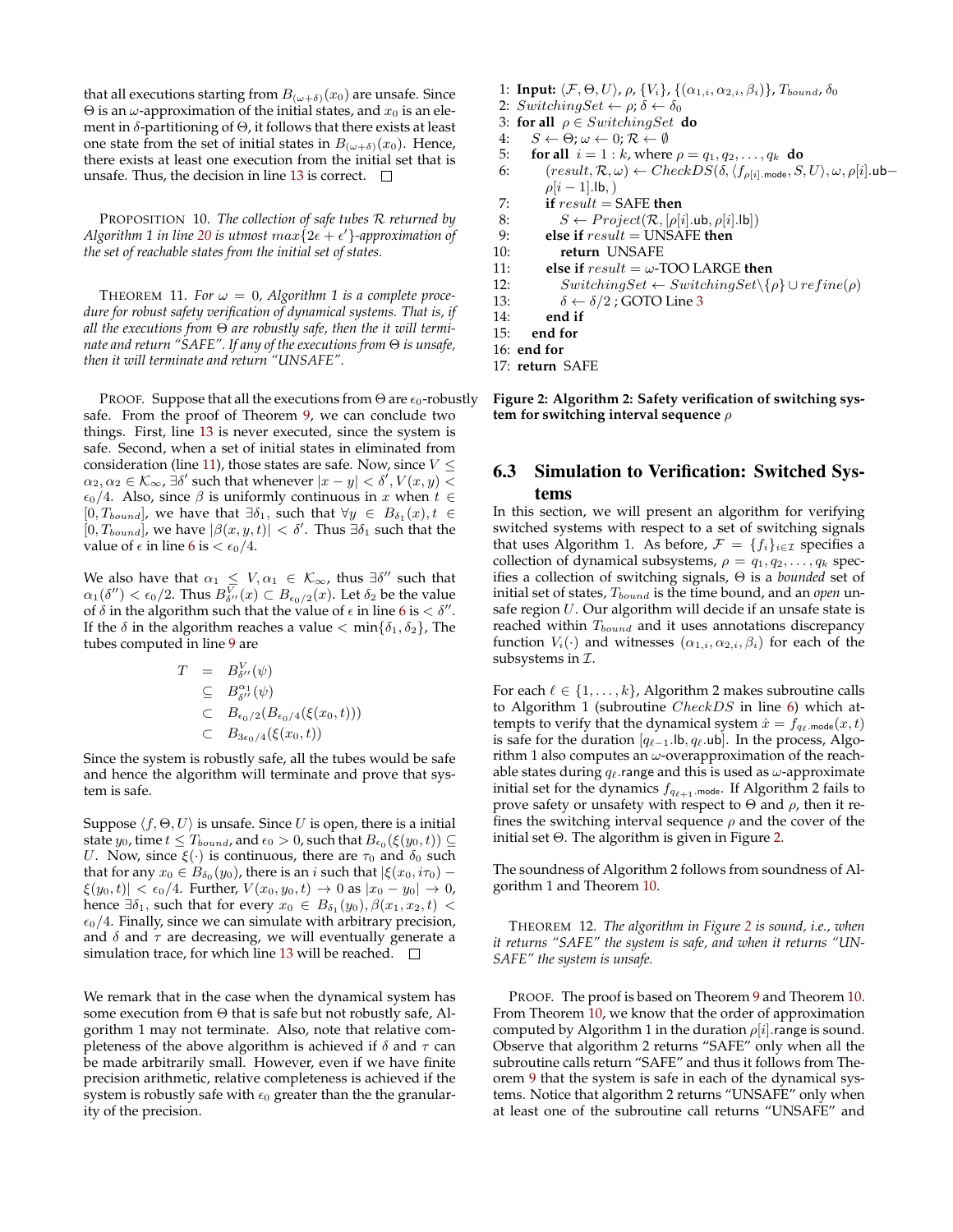that all executions starting from $B_{(\omega+\delta)}(x_0)$ are unsafe. Since $\Theta$ is an $\omega$-approximation of the initial states, and $x_0$ is an element in $\delta$-partitioning of $\Theta$, it follows that there exists at least one state from the set of initial states in $B_{(\omega+\delta)}(x_0)$. Hence, there exists at least one execution from the initial set that is unsafe. Thus, the decision in line 13 is correct. □

PROPOSITION 10. *The collection of safe tubes $\mathcal{R}$ returned by Algorithm 1 in line 20 is utmost $max\{2\epsilon + \epsilon'\}$-approximation of the set of reachable states from the initial set of states.*

THEOREM 11. *For $\omega = 0$, Algorithm 1 is a complete procedure for robust safety verification of dynamical systems. That is, if all the executions from $\Theta$ are robustly safe, then the it will terminate and return "SAFE". If any of the executions from $\Theta$ is unsafe, then it will terminate and return "UNSAFE".*

PROOF. Suppose that all the executions from $\Theta$ are $\epsilon_0$-robustly safe. From the proof of Theorem 9, we can conclude two things. First, line 13 is never executed, since the system is safe. Second, when a set of initial states in eliminated from consideration (line 11), those states are safe. Now, since $V \leq \alpha_2, \alpha_2 \in \mathcal{K}_\infty$, $\exists \delta'$ such that whenever $|x - y| < \delta', V(x, y) < \epsilon_0/4$. Also, since $\beta$ is uniformly continuous in $x$ when $t \in [0, T_{bound}]$, we have that $\exists \delta_1$, such that $\forall y \in B_{\delta_1}(x), t \in [0, T_{bound}]$, we have $|\beta(x, y, t)| < \delta'$. Thus $\exists \delta_1$ such that the value of $\epsilon$ in line 6 is $< \epsilon_0/4$.

We also have that $\alpha_1 \leq V, \alpha_1 \in \mathcal{K}_\infty$, thus $\exists \delta''$ such that $\alpha_1(\delta'') < \epsilon_0/2$. Thus $B^V_{\delta''}(x) \subset B_{\epsilon_0/2}(x)$. Let $\delta_2$ be the value of $\delta$ in the algorithm such that the value of $\epsilon$ in line 6 is $< \delta''$. If the $\delta$ in the algorithm reaches a value $< \min\{\delta_1, \delta_2\}$, The tubes computed in line 9 are

$$
\begin{aligned}
T &= B^V_{\delta''}(\psi) \\
&\subseteq B^{\alpha_1}_{\delta''}(\psi) \\
&\subset B_{\epsilon_0/2}(B_{\epsilon_0/4}(\xi(x_0, t))) \\
&\subset B_{3\epsilon_0/4}(\xi(x_0, t))
\end{aligned}
$$

Since the system is robustly safe, all the tubes would be safe and hence the algorithm will terminate and prove that system is safe.

Suppose $\langle f, \Theta, U\rangle$ is unsafe. Since $U$ is open, there is a initial state $y_0$, time $t \leq T_{bound}$, and $\epsilon_0 > 0$, such that $B_{\epsilon_0}(\xi(y_0, t)) \subseteq U$. Now, since $\xi(\cdot)$ is continuous, there are $\tau_0$ and $\delta_0$ such that for any $x_0 \in B_{\delta_0}(y_0)$, there is an $i$ such that $|\xi(x_0, i\tau_0) - \xi(y_0, t)| < \epsilon_0/4$. Further, $V(x_0, y_0, t) \to 0$ as $|x_0 - y_0| \to 0$, hence $\exists \delta_1$, such that for every $x_0 \in B_{\delta_1}(y_0), \beta(x_1, x_2, t) < \epsilon_0/4$. Finally, since we can simulate with arbitrary precision, and $\delta$ and $\tau$ are decreasing, we will eventually generate a simulation trace, for which line 13 will be reached. □

We remark that in the case when the dynamical system has some execution from $\Theta$ that is safe but not robustly safe, Algorithm 1 may not terminate. Also, note that relative completeness of the above algorithm is achieved if $\delta$ and $\tau$ can be made arbitrarily small. However, even if we have finite precision arithmetic, relative completeness is achieved if the system is robustly safe with $\epsilon_0$ greater than the the granularity of the precision.

```
1: Input: ⟨F, Θ, U⟩, ρ, {V_i}, {(α_{1,i}, α_{2,i}, β_i)}, T_bound, δ_0
2: SwitchingSet ← ρ; δ ← δ_0
3: for all ρ ∈ SwitchingSet do
4:    S ← Θ; ω ← 0; R ← ∅
5:    for all i = 1 : k, where ρ = q_1, q_2, ..., q_k do
6:       (result, R, ω) ← CheckDS(δ, ⟨f_{ρ[i].mode}, S, U⟩, ω, ρ[i].ub − ρ[i − 1].lb, )
7:       if result = SAFE then
8:          S ← Project(R, [ρ[i].ub, ρ[i].lb])
9:       else if result = UNSAFE then
10:         return UNSAFE
11:      else if result = ω-TOO LARGE then
12:         SwitchingSet ← SwitchingSet\{ρ} ∪ refine(ρ)
13:         δ ← δ/2 ; GOTO Line 3
14:      end if
15:   end for
16: end for
17: return SAFE
```

**Figure 2: Algorithm 2: Safety verification of switching system for switching interval sequence $\rho$**

### 6.3 Simulation to Verification: Switched Systems

In this section, we will present an algorithm for verifying switched systems with respect to a set of switching signals that uses Algorithm 1. As before, $\mathcal{F} = \{f_i\}_{i\in\mathcal{I}}$ specifies a collection of dynamical subsystems, $\rho = q_1, q_2, \ldots, q_k$ specifies a collection of switching signals, $\Theta$ is a *bounded* set of initial set of states, $T_{bound}$ is the time bound, and an *open* unsafe region $U$. Our algorithm will decide if an unsafe state is reached within $T_{bound}$ and it uses annotations discrepancy function $V_i(\cdot)$ and witnesses $(\alpha_{1,i}, \alpha_{2,i}, \beta_i)$ for each of the subsystems in $\mathcal{I}$.

For each $\ell \in \{1, \ldots, k\}$, Algorithm 2 makes subroutine calls to Algorithm 1 (subroutine $CheckDS$ in line 6) which attempts to verify that the dynamical system $\dot{x} = f_{q_\ell.\mathsf{mode}}(x, t)$ is safe for the duration $[q_{\ell-1}.\mathsf{lb}, q_\ell.\mathsf{ub}]$. In the process, Algorithm 1 also computes an $\omega$-overapproximation of the reachable states during $q_\ell.\mathsf{range}$ and this is used as $\omega$-approximate initial set for the dynamics $f_{q_{\ell+1}.\mathsf{mode}}$. If Algorithm 2 fails to prove safety or unsafety with respect to $\Theta$ and $\rho$, then it refines the switching interval sequence $\rho$ and the cover of the initial set $\Theta$. The algorithm is given in Figure 2.

The soundness of Algorithm 2 follows from soundness of Algorithm 1 and Theorem 10.

THEOREM 12. *The algorithm in Figure 2 is sound, i.e., when it returns "SAFE" the system is safe, and when it returns "UNSAFE" the system is unsafe.*

PROOF. The proof is based on Theorem 9 and Theorem 10. From Theorem 10, we know that the order of approximation computed by Algorithm 1 in the duration $\rho[i].\mathsf{range}$ is sound. Observe that algorithm 2 returns "SAFE" only when all the subroutine calls return "SAFE" and thus it follows from Theorem 9 that the system is safe in each of the dynamical systems. Notice that algorithm 2 returns "UNSAFE" only when at least one of the subroutine call returns "UNSAFE" and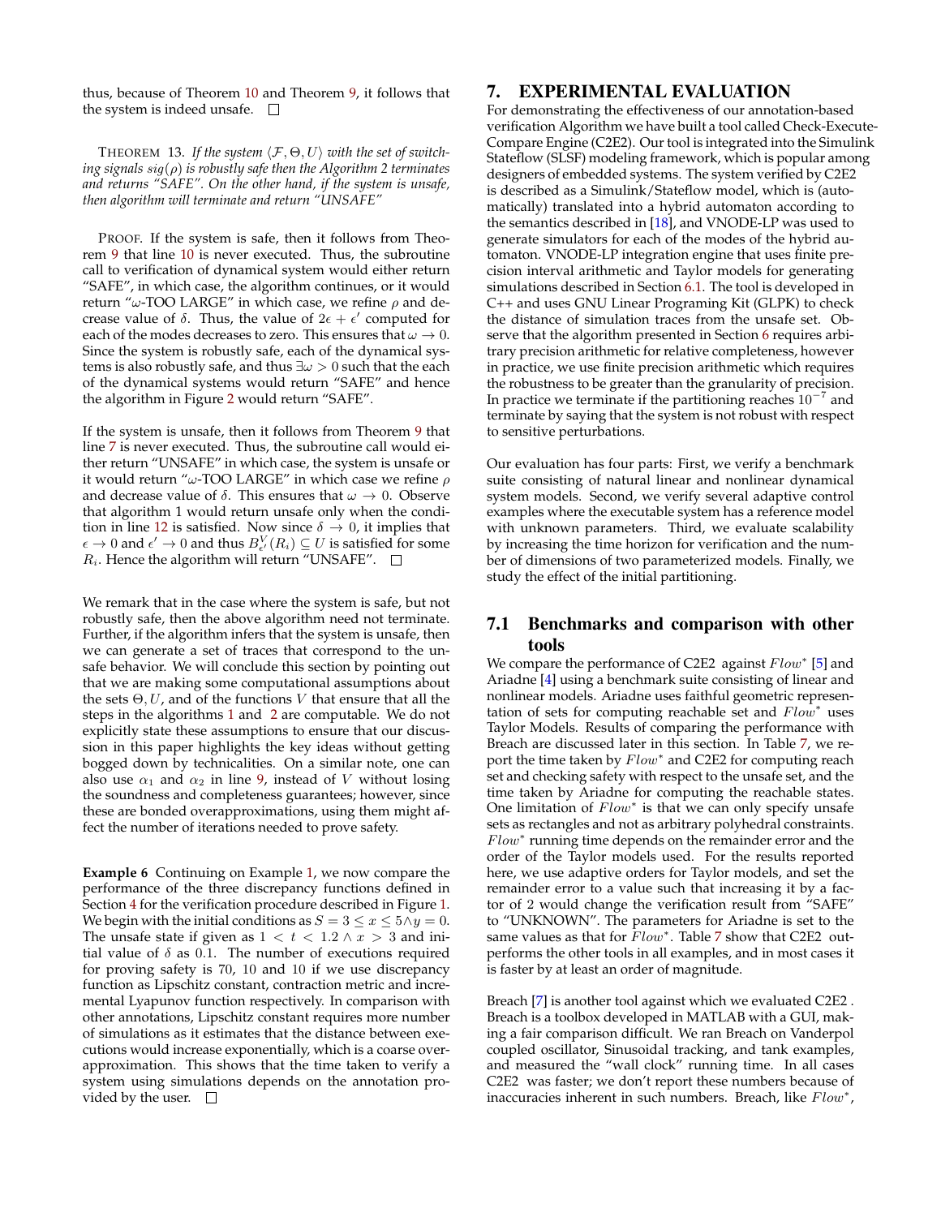thus, because of Theorem 10 and Theorem 9, it follows that the system is indeed unsafe. □

THEOREM 13. *If the system $\langle \mathcal{F}, \Theta, U \rangle$ with the set of switching signals $sig(\rho)$ is robustly safe then the Algorithm 2 terminates and returns "SAFE". On the other hand, if the system is unsafe, then algorithm will terminate and return "UNSAFE"*

PROOF. If the system is safe, then it follows from Theorem 9 that line 10 is never executed. Thus, the subroutine call to verification of dynamical system would either return "SAFE", in which case, the algorithm continues, or it would return "$\omega$-TOO LARGE" in which case, we refine $\rho$ and decrease value of $\delta$. Thus, the value of $2\epsilon + \epsilon'$ computed for each of the modes decreases to zero. This ensures that $\omega \to 0$. Since the system is robustly safe, each of the dynamical systems is also robustly safe, and thus $\exists \omega > 0$ such that the each of the dynamical systems would return "SAFE" and hence the algorithm in Figure 2 would return "SAFE".

If the system is unsafe, then it follows from Theorem 9 that line 7 is never executed. Thus, the subroutine call would either return "UNSAFE" in which case, the system is unsafe or it would return "$\omega$-TOO LARGE" in which case we refine $\rho$ and decrease value of $\delta$. This ensures that $\omega \to 0$. Observe that algorithm 1 would return unsafe only when the condition in line 12 is satisfied. Now since $\delta \to 0$, it implies that $\epsilon \to 0$ and $\epsilon' \to 0$ and thus $B^V_{\epsilon'}(R_i) \subseteq U$ is satisfied for some $R_i$. Hence the algorithm will return "UNSAFE". □

We remark that in the case where the system is safe, but not robustly safe, then the above algorithm need not terminate. Further, if the algorithm infers that the system is unsafe, then we can generate a set of traces that correspond to the unsafe behavior. We will conclude this section by pointing out that we are making some computational assumptions about the sets $\Theta, U$, and of the functions $V$ that ensure that all the steps in the algorithms 1 and 2 are computable. We do not explicitly state these assumptions to ensure that our discussion in this paper highlights the key ideas without getting bogged down by technicalities. On a similar note, one can also use $\alpha_1$ and $\alpha_2$ in line 9, instead of $V$ without losing the soundness and completeness guarantees; however, since these are bonded overapproximations, using them might affect the number of iterations needed to prove safety.

**Example 6** Continuing on Example 1, we now compare the performance of the three discrepancy functions defined in Section 4 for the verification procedure described in Figure 1. We begin with the initial conditions as $S = 3 \leq x \leq 5 \wedge y = 0$. The unsafe state if given as $1 < t < 1.2 \wedge x > 3$ and initial value of $\delta$ as 0.1. The number of executions required for proving safety is 70, 10 and 10 if we use discrepancy function as Lipschitz constant, contraction metric and incremental Lyapunov function respectively. In comparison with other annotations, Lipschitz constant requires more number of simulations as it estimates that the distance between executions would increase exponentially, which is a coarse overapproximation. This shows that the time taken to verify a system using simulations depends on the annotation provided by the user. □

## 7. EXPERIMENTAL EVALUATION

For demonstrating the effectiveness of our annotation-based verification Algorithm we have built a tool called Check-Execute-Compare Engine (C2E2). Our tool is integrated into the Simulink Stateflow (SLSF) modeling framework, which is popular among designers of embedded systems. The system verified by C2E2 is described as a Simulink/Stateflow model, which is (automatically) translated into a hybrid automaton according to the semantics described in [18], and VNODE-LP was used to generate simulators for each of the modes of the hybrid automaton. VNODE-LP integration engine that uses finite precision interval arithmetic and Taylor models for generating simulations described in Section 6.1. The tool is developed in C++ and uses GNU Linear Programing Kit (GLPK) to check the distance of simulation traces from the unsafe set. Observe that the algorithm presented in Section 6 requires arbitrary precision arithmetic for relative completeness, however in practice, we use finite precision arithmetic which requires the robustness to be greater than the granularity of precision. In practice we terminate if the partitioning reaches $10^{-7}$ and terminate by saying that the system is not robust with respect to sensitive perturbations.

Our evaluation has four parts: First, we verify a benchmark suite consisting of natural linear and nonlinear dynamical system models. Second, we verify several adaptive control examples where the executable system has a reference model with unknown parameters. Third, we evaluate scalability by increasing the time horizon for verification and the number of dimensions of two parameterized models. Finally, we study the effect of the initial partitioning.

### 7.1 Benchmarks and comparison with other tools

We compare the performance of C2E2 against $Flow^*$ [5] and Ariadne [4] using a benchmark suite consisting of linear and nonlinear models. Ariadne uses faithful geometric representation of sets for computing reachable set and $Flow^*$ uses Taylor Models. Results of comparing the performance with Breach are discussed later in this section. In Table 7, we report the time taken by $Flow^*$ and C2E2 for computing reach set and checking safety with respect to the unsafe set, and the time taken by Ariadne for computing the reachable states. One limitation of $Flow^*$ is that we can only specify unsafe sets as rectangles and not as arbitrary polyhedral constraints. $Flow^*$ running time depends on the remainder error and the order of the Taylor models used. For the results reported here, we use adaptive orders for Taylor models, and set the remainder error to a value such that increasing it by a factor of 2 would change the verification result from "SAFE" to "UNKNOWN". The parameters for Ariadne is set to the same values as that for $Flow^*$. Table 7 show that C2E2 outperforms the other tools in all examples, and in most cases it is faster by at least an order of magnitude.

Breach [7] is another tool against which we evaluated C2E2 . Breach is a toolbox developed in MATLAB with a GUI, making a fair comparison difficult. We ran Breach on Vanderpol coupled oscillator, Sinusoidal tracking, and tank examples, and measured the "wall clock" running time. In all cases C2E2 was faster; we don't report these numbers because of inaccuracies inherent in such numbers. Breach, like $Flow^*$,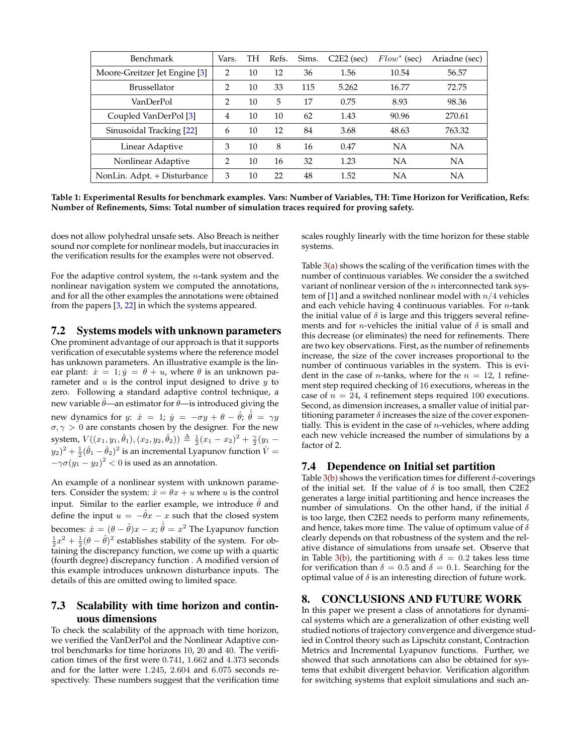| Benchmark | Vars. | TH | Refs. | Sims. | C2E2 (sec) | $Flow^*$ (sec) | Ariadne (sec) |
|---|---|---|---|---|---|---|---|
| Moore-Greitzer Jet Engine [3] | 2 | 10 | 12 | 36 | 1.56 | 10.54 | 56.57 |
| Brussellator | 2 | 10 | 33 | 115 | 5.262 | 16.77 | 72.75 |
| VanDerPol | 2 | 10 | 5 | 17 | 0.75 | 8.93 | 98.36 |
| Coupled VanDerPol [3] | 4 | 10 | 10 | 62 | 1.43 | 90.96 | 270.61 |
| Sinusoidal Tracking [22] | 6 | 10 | 12 | 84 | 3.68 | 48.63 | 763.32 |
| Linear Adaptive | 3 | 10 | 8 | 16 | 0.47 | NA | NA |
| Nonlinear Adaptive | 2 | 10 | 16 | 32 | 1.23 | NA | NA |
| NonLin. Adpt. + Disturbance | 3 | 10 | 22 | 48 | 1.52 | NA | NA |

**Table 1: Experimental Results for benchmark examples. Vars: Number of Variables, TH: Time Horizon for Verification, Refs: Number of Refinements, Sims: Total number of simulation traces required for proving safety.**

does not allow polyhedral unsafe sets. Also Breach is neither sound nor complete for nonlinear models, but inaccuracies in the verification results for the examples were not observed.

For the adaptive control system, the $n$-tank system and the nonlinear navigation system we computed the annotations, and for all the other examples the annotations were obtained from the papers [3, 22] in which the systems appeared.

## 7.2 Systems models with unknown parameters

One prominent advantage of our approach is that it supports verification of executable systems where the reference model has unknown parameters. An illustrative example is the linear plant: $\dot{x} = 1; \dot{y} = \theta + u$, where $\theta$ is an unknown parameter and $u$ is the control input designed to drive $y$ to zero. Following a standard adaptive control technique, a new variable $\hat{\theta}$—an estimator for $\theta$—is introduced giving the new dynamics for $y$: $\dot{x} = 1$; $\dot{y} = -\sigma y + \theta - \hat{\theta}$; $\dot{\hat{\theta}} = \gamma y$ $\sigma, \gamma > 0$ are constants chosen by the designer. For the new system, $V((x_1, y_1, \hat{\theta}_1), (x_2, y_2, \hat{\theta}_2)) \triangleq \frac{1}{2}(x_1 - x_2)^2 + \frac{\gamma}{2}(y_1 - y_2)^2 + \frac{1}{2}(\hat{\theta}_1 - \hat{\theta}_2)^2$ is an incremental Lyapunov function $\dot{V} = -\gamma\sigma(y_1 - y_2)^2 < 0$ is used as an annotation.

An example of a nonlinear system with unknown parameters. Consider the system: $\dot{x} = \theta x + u$ where $u$ is the control input. Similar to the earlier example, we introduce $\hat{\theta}$ and define the input $u = -\hat{\theta}x - x$ such that the closed system becomes: $\dot{x} = (\theta - \hat{\theta})x - x$; $\dot{\hat{\theta}} = x^2$ The Lyapunov function $\frac{1}{2}x^2 + \frac{1}{2}(\theta - \hat{\theta})^2$ establishes stability of the system. For obtaining the discrepancy function, we come up with a quartic (fourth degree) discrepancy function . A modified version of this example introduces unknown disturbance inputs. The details of this are omitted owing to limited space.

## 7.3 Scalability with time horizon and continuous dimensions

To check the scalability of the approach with time horizon, we verified the VanDerPol and the Nonlinear Adaptive control benchmarks for time horizons 10, 20 and 40. The verification times of the first were 0.741, 1.662 and 4.373 seconds and for the latter were 1.245, 2.604 and 6.075 seconds respectively. These numbers suggest that the verification time scales roughly linearly with the time horizon for these stable systems.

Table 3(a) shows the scaling of the verification times with the number of continuous variables. We consider the a switched variant of nonlinear version of the $n$ interconnected tank system of [1] and a switched nonlinear model with $n/4$ vehicles and each vehicle having 4 continuous variables. For $n$-tank the initial value of $\delta$ is large and this triggers several refinements and for $n$-vehicles the initial value of $\delta$ is small and this decrease (or eliminates) the need for refinements. There are two key observations. First, as the number of refinements increase, the size of the cover increases proportional to the number of continuous variables in the system. This is evident in the case of $n$-tanks, where for the $n = 12$, 1 refinement step required checking of 16 executions, whereas in the case of $n = 24$, 4 refinement steps required 100 executions. Second, as dimension increases, a smaller value of initial partitioning parameter $\delta$ increases the size of the cover exponentially. This is evident in the case of $n$-vehicles, where adding each new vehicle increased the number of simulations by a factor of 2.

## 7.4 Dependence on Initial set partition

Table 3(b) shows the verification times for different $\delta$-coverings of the initial set. If the value of $\delta$ is too small, then C2E2 generates a large initial partitioning and hence increases the number of simulations. On the other hand, if the initial $\delta$ is too large, then C2E2 needs to perform many refinements, and hence, takes more time. The value of optimum value of $\delta$ clearly depends on that robustness of the system and the relative distance of simulations from unsafe set. Observe that in Table 3(b), the partitioning with $\delta = 0.2$ takes less time for verification than $\delta = 0.5$ and $\delta = 0.1$. Searching for the optimal value of $\delta$ is an interesting direction of future work.

# 8. CONCLUSIONS AND FUTURE WORK

In this paper we present a class of annotations for dynamical systems which are a generalization of other existing well studied notions of trajectory convergence and divergence studied in Control theory such as Lipschitz constant, Contraction Metrics and Incremental Lyapunov functions. Further, we showed that such annotations can also be obtained for systems that exhibit divergent behavior. Verification algorithm for switching systems that exploit simulations and such an-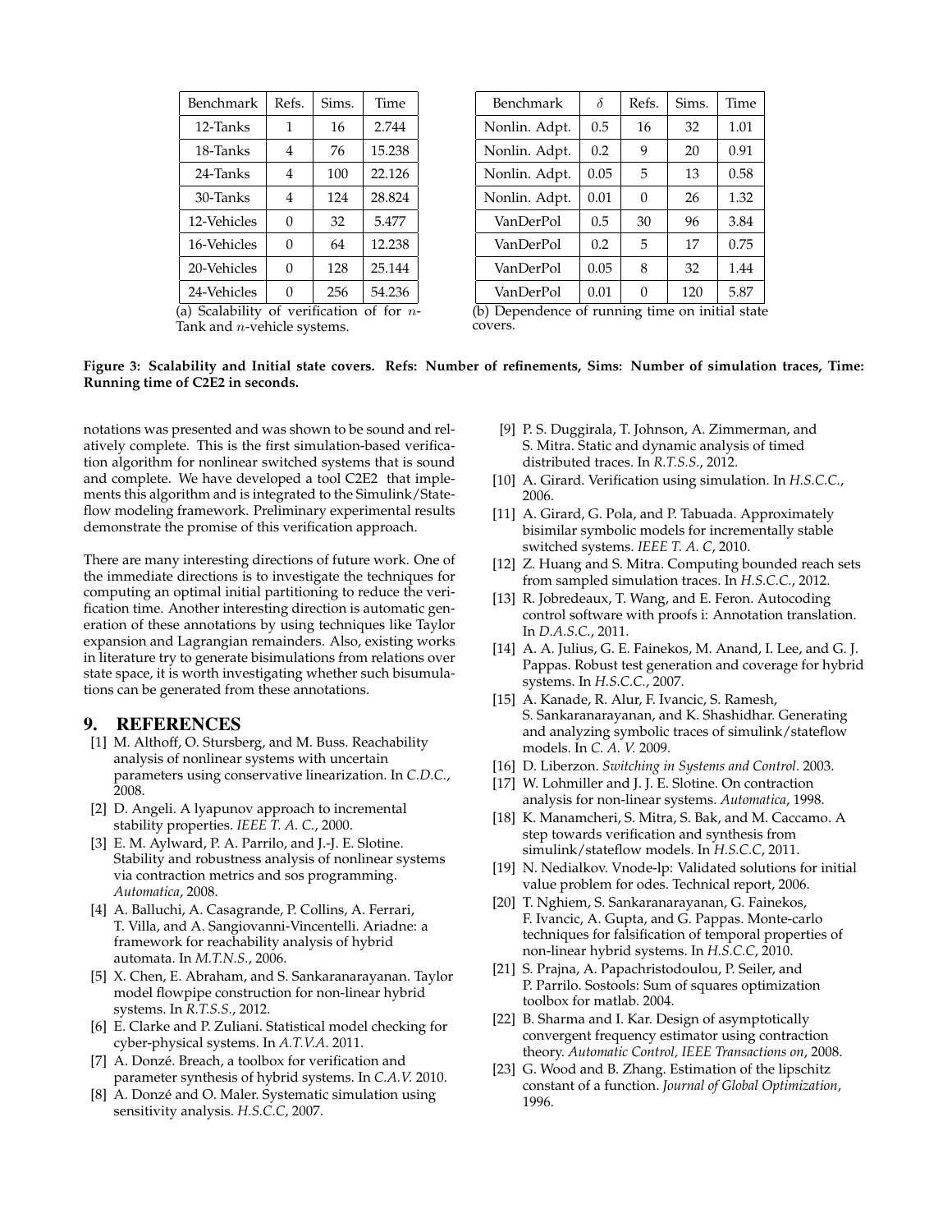| Benchmark | Refs. | Sims. | Time |
|---|---|---|---|
| 12-Tanks | 1 | 16 | 2.744 |
| 18-Tanks | 4 | 76 | 15.238 |
| 24-Tanks | 4 | 100 | 22.126 |
| 30-Tanks | 4 | 124 | 28.824 |
| 12-Vehicles | 0 | 32 | 5.477 |
| 16-Vehicles | 0 | 64 | 12.238 |
| 20-Vehicles | 0 | 128 | 25.144 |
| 24-Vehicles | 0 | 256 | 54.236 |

(a) Scalability of verification of for $n$-Tank and $n$-vehicle systems.

| Benchmark | $\delta$ | Refs. | Sims. | Time |
|---|---|---|---|---|
| Nonlin. Adpt. | 0.5 | 16 | 32 | 1.01 |
| Nonlin. Adpt. | 0.2 | 9 | 20 | 0.91 |
| Nonlin. Adpt. | 0.05 | 5 | 13 | 0.58 |
| Nonlin. Adpt. | 0.01 | 0 | 26 | 1.32 |
| VanDerPol | 0.5 | 30 | 96 | 3.84 |
| VanDerPol | 0.2 | 5 | 17 | 0.75 |
| VanDerPol | 0.05 | 8 | 32 | 1.44 |
| VanDerPol | 0.01 | 0 | 120 | 5.87 |

(b) Dependence of running time on initial state covers.

**Figure 3: Scalability and Initial state covers. Refs: Number of refinements, Sims: Number of simulation traces, Time: Running time of C2E2 in seconds.**

notations was presented and was shown to be sound and relatively complete. This is the first simulation-based verification algorithm for nonlinear switched systems that is sound and complete. We have developed a tool C2E2 that implements this algorithm and is integrated to the Simulink/Stateflow modeling framework. Preliminary experimental results demonstrate the promise of this verification approach.

There are many interesting directions of future work. One of the immediate directions is to investigate the techniques for computing an optimal initial partitioning to reduce the verification time. Another interesting direction is automatic generation of these annotations by using techniques like Taylor expansion and Lagrangian remainders. Also, existing works in literature try to generate bisimulations from relations over state space, it is worth investigating whether such bisumulations can be generated from these annotations.

## 9. REFERENCES

[1] M. Althoff, O. Stursberg, and M. Buss. Reachability analysis of nonlinear systems with uncertain parameters using conservative linearization. In *C.D.C.*, 2008.

[2] D. Angeli. A lyapunov approach to incremental stability properties. *IEEE T. A. C.*, 2000.

[3] E. M. Aylward, P. A. Parrilo, and J.-J. E. Slotine. Stability and robustness analysis of nonlinear systems via contraction metrics and sos programming. *Automatica*, 2008.

[4] A. Balluchi, A. Casagrande, P. Collins, A. Ferrari, T. Villa, and A. Sangiovanni-Vincentelli. Ariadne: a framework for reachability analysis of hybrid automata. In *M.T.N.S.*, 2006.

[5] X. Chen, E. Abraham, and S. Sankaranarayanan. Taylor model flowpipe construction for non-linear hybrid systems. In *R.T.S.S.*, 2012.

[6] E. Clarke and P. Zuliani. Statistical model checking for cyber-physical systems. In *A.T.V.A.* 2011.

[7] A. Donzé. Breach, a toolbox for verification and parameter synthesis of hybrid systems. In *C.A.V.* 2010.

[8] A. Donzé and O. Maler. Systematic simulation using sensitivity analysis. *H.S.C.C*, 2007.

[9] P. S. Duggirala, T. Johnson, A. Zimmerman, and S. Mitra. Static and dynamic analysis of timed distributed traces. In *R.T.S.S.*, 2012.

[10] A. Girard. Verification using simulation. In *H.S.C.C.*, 2006.

[11] A. Girard, G. Pola, and P. Tabuada. Approximately bisimilar symbolic models for incrementally stable switched systems. *IEEE T. A. C*, 2010.

[12] Z. Huang and S. Mitra. Computing bounded reach sets from sampled simulation traces. In *H.S.C.C.*, 2012.

[13] R. Jobredeaux, T. Wang, and E. Feron. Autocoding control software with proofs i: Annotation translation. In *D.A.S.C.*, 2011.

[14] A. A. Julius, G. E. Fainekos, M. Anand, I. Lee, and G. J. Pappas. Robust test generation and coverage for hybrid systems. In *H.S.C.C.*, 2007.

[15] A. Kanade, R. Alur, F. Ivancic, S. Ramesh, S. Sankaranarayanan, and K. Shashidhar. Generating and analyzing symbolic traces of simulink/stateflow models. In *C. A. V.* 2009.

[16] D. Liberzon. *Switching in Systems and Control*. 2003.

[17] W. Lohmiller and J. J. E. Slotine. On contraction analysis for non-linear systems. *Automatica*, 1998.

[18] K. Manamcheri, S. Mitra, S. Bak, and M. Caccamo. A step towards verification and synthesis from simulink/stateflow models. In *H.S.C.C*, 2011.

[19] N. Nedialkov. Vnode-lp: Validated solutions for initial value problem for odes. Technical report, 2006.

[20] T. Nghiem, S. Sankaranarayanan, G. Fainekos, F. Ivancic, A. Gupta, and G. Pappas. Monte-carlo techniques for falsification of temporal properties of non-linear hybrid systems. In *H.S.C.C*, 2010.

[21] S. Prajna, A. Papachristodoulou, P. Seiler, and P. Parrilo. Sostools: Sum of squares optimization toolbox for matlab. 2004.

[22] B. Sharma and I. Kar. Design of asymptotically convergent frequency estimator using contraction theory. *Automatic Control, IEEE Transactions on*, 2008.

[23] G. Wood and B. Zhang. Estimation of the lipschitz constant of a function. *Journal of Global Optimization*, 1996.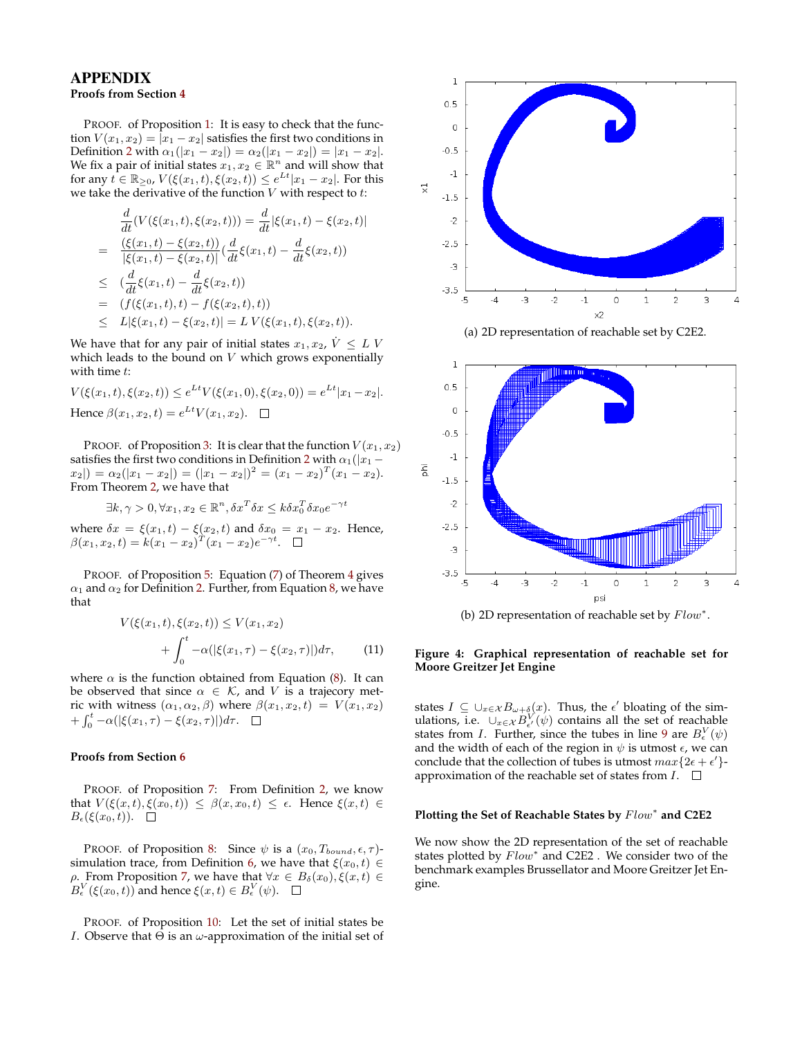# APPENDIX

### Proofs from Section 4

PROOF. of Proposition 1: It is easy to check that the function $V(x_1, x_2) = |x_1 - x_2|$ satisfies the first two conditions in Definition 2 with $\alpha_1(|x_1 - x_2|) = \alpha_2(|x_1 - x_2|) = |x_1 - x_2|$. We fix a pair of initial states $x_1, x_2 \in \mathbb{R}^n$ and will show that for any $t \in \mathbb{R}_{\geq 0}$, $V(\xi(x_1, t), \xi(x_2, t)) \leq e^{Lt}|x_1 - x_2|$. For this we take the derivative of the function $V$ with respect to $t$:

$$
\begin{aligned}
& \frac{d}{dt}(V(\xi(x_1,t), \xi(x_2,t))) = \frac{d}{dt}|\xi(x_1,t) - \xi(x_2,t)| \\
= \; & \frac{(\xi(x_1,t) - \xi(x_2,t))}{|\xi(x_1,t) - \xi(x_2,t)|}\left(\frac{d}{dt}\xi(x_1,t) - \frac{d}{dt}\xi(x_2,t)\right) \\
\leq \; & \left(\frac{d}{dt}\xi(x_1,t) - \frac{d}{dt}\xi(x_2,t)\right) \\
= \; & (f(\xi(x_1,t),t) - f(\xi(x_2,t),t)) \\
\leq \; & L|\xi(x_1,t) - \xi(x_2,t)| = L\, V(\xi(x_1,t), \xi(x_2,t)).
\end{aligned}
$$

We have that for any pair of initial states $x_1, x_2$, $\dot{V} \leq L\, V$ which leads to the bound on $V$ which grows exponentially with time $t$:

$$V(\xi(x_1,t), \xi(x_2,t)) \leq e^{Lt} V(\xi(x_1,0), \xi(x_2,0)) = e^{Lt}|x_1 - x_2|.$$

Hence $\beta(x_1, x_2, t) = e^{Lt} V(x_1, x_2)$. $\square$

PROOF. of Proposition 3: It is clear that the function $V(x_1, x_2)$ satisfies the first two conditions in Definition 2 with $\alpha_1(|x_1 - x_2|) = \alpha_2(|x_1 - x_2|) = (|x_1 - x_2|)^2 = (x_1 - x_2)^T(x_1 - x_2)$. From Theorem 2, we have that

$$\exists k, \gamma > 0, \forall x_1, x_2 \in \mathbb{R}^n, \delta x^T \delta x \leq k \delta x_0^T \delta x_0 e^{-\gamma t}$$

where $\delta x = \xi(x_1, t) - \xi(x_2, t)$ and $\delta x_0 = x_1 - x_2$. Hence, $\beta(x_1, x_2, t) = k(x_1 - x_2)^T(x_1 - x_2)e^{-\gamma t}$. $\square$

PROOF. of Proposition 5: Equation (7) of Theorem 4 gives $\alpha_1$ and $\alpha_2$ for Definition 2. Further, from Equation 8, we have that

$$
\begin{aligned}
V(\xi(x_1,t), \xi(x_2,t)) \leq \; & V(x_1, x_2) \\
& + \int_0^t -\alpha(|\xi(x_1,\tau) - \xi(x_2,\tau)|)d\tau, \qquad (11)
\end{aligned}
$$

where $\alpha$ is the function obtained from Equation (8). It can be observed that since $\alpha \in \mathcal{K}$, and $V$ is a trajecory metric with witness $(\alpha_1, \alpha_2, \beta)$ where $\beta(x_1, x_2, t) = V(x_1, x_2)$ $+ \int_0^t -\alpha(|\xi(x_1,\tau) - \xi(x_2,\tau)|)d\tau$. $\square$

### Proofs from Section 6

PROOF. of Proposition 7: From Definition 2, we know that $V(\xi(x,t), \xi(x_0,t)) \leq \beta(x, x_0, t) \leq \epsilon$. Hence $\xi(x,t) \in B_\epsilon(\xi(x_0,t))$. $\square$

PROOF. of Proposition 8: Since $\psi$ is a $(x_0, T_{bound}, \epsilon, \tau)$-simulation trace, from Definition 6, we have that $\xi(x_0, t) \in \rho$. From Proposition 7, we have that $\forall x \in B_\delta(x_0), \xi(x,t) \in B_\epsilon^V(\xi(x_0,t))$ and hence $\xi(x,t) \in B_\epsilon^V(\psi)$. $\square$

PROOF. of Proposition 10: Let the set of initial states be $I$. Observe that $\Theta$ is an $\omega$-approximation of the initial set of states $I \subseteq \cup_{x \in \mathcal{X}} B_{\omega+\delta}(x)$. Thus, the $\epsilon'$ bloating of the simulations, i.e. $\cup_{x \in \mathcal{X}} B_{\epsilon'}^V(\psi)$ contains all the set of reachable states from $I$. Further, since the tubes in line 9 are $B_\epsilon^V(\psi)$ and the width of each of the region in $\psi$ is utmost $\epsilon$, we can conclude that the collection of tubes is utmost $max\{2\epsilon + \epsilon'\}$-approximation of the reachable set of states from $I$. $\square$

(a) 2D representation of reachable set by C2E2.

(b) 2D representation of reachable set by $Flow^*$.

**Figure 4: Graphical representation of reachable set for Moore Greitzer Jet Engine**

### Plotting the Set of Reachable States by $Flow^*$ and C2E2

We now show the 2D representation of the set of reachable states plotted by $Flow^*$ and C2E2 . We consider two of the benchmark examples Brussellator and Moore Greitzer Jet Engine.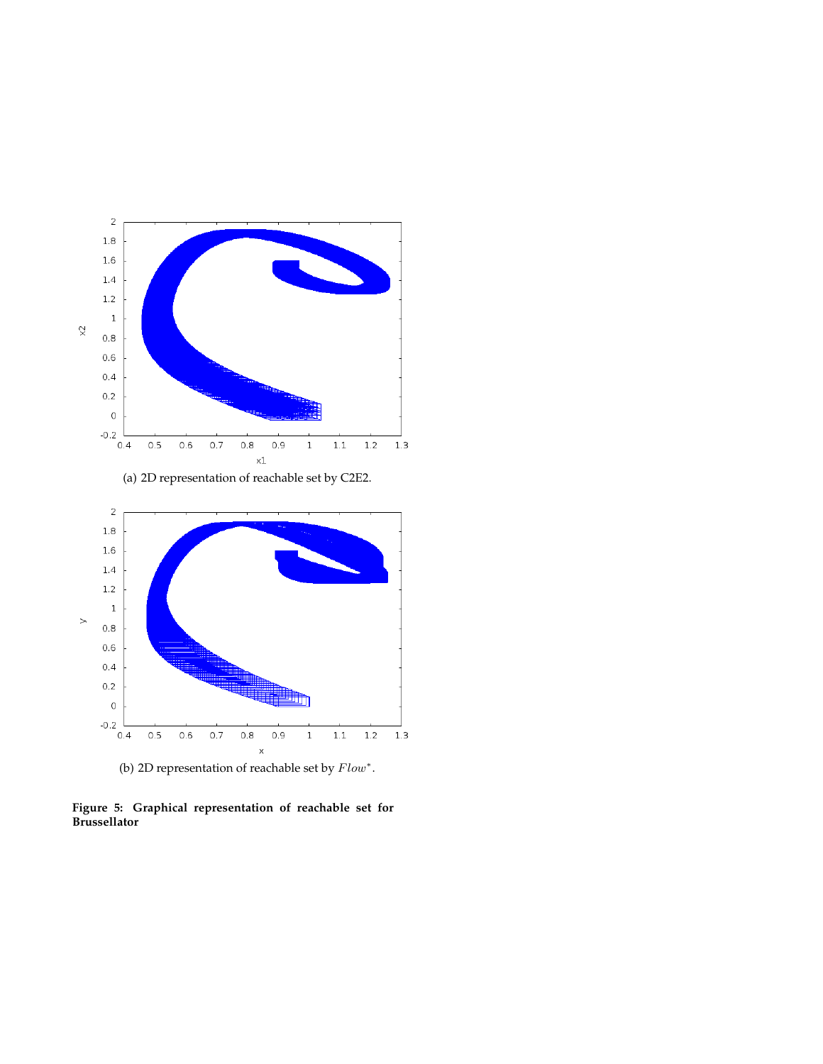2
1.8
1.6
1.4
1.2
1
0.8
0.6
0.4
0.2
0
-0.2
0.4 0.5 0.6 0.7 0.8 0.9 1 1.1 1.2 1.3
x1
x2

(a) 2D representation of reachable set by C2E2.

2
1.8
1.6
1.4
1.2
1
0.8
0.6
0.4
0.2
0
-0.2
0.4 0.5 0.6 0.7 0.8 0.9 1 1.1 1.2 1.3
x
y

(b) 2D representation of reachable set by $Flow^*$.

**Figure 5: Graphical representation of reachable set for Brussellator**